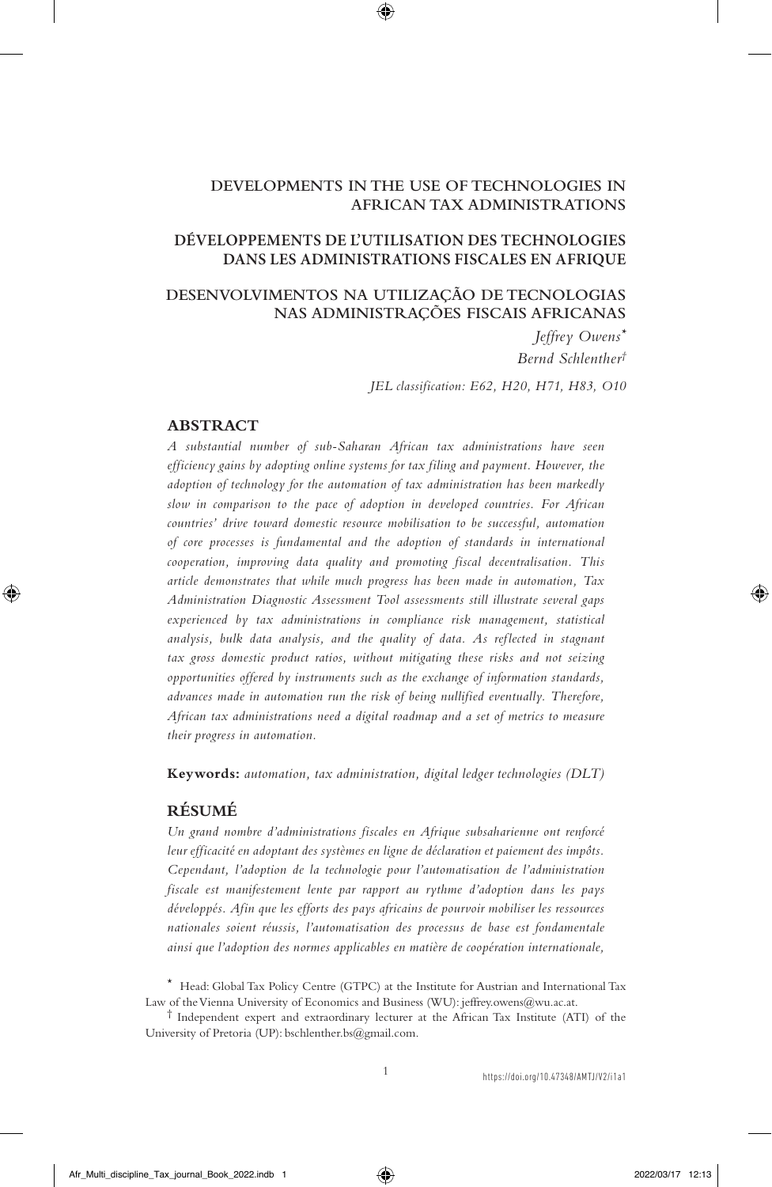# DEVELOPMENTS IN THE USE OF TECHNOLOGIES IN AFRICAN TAX ADMINISTRATIONS

# DÉVELOPPEMENTS DE L'UTILISATION DES TECHNOLOGIES DANS LES ADMINISTRATIONS FISCALES EN AFRIQUE

# DESENVOLVIMENTOS NA UTILIZAÇÃO DE TECNOLOGIAS NAS ADMINISTRAÇÕES FISCAIS AFRICANAS

*Jeffrey Owens*[*]

*Bernd Schlenther*[†]

*JEL classification: E62, H20, H71, H83, O10*

## ABSTRACT

*A substantial number of sub-Saharan African tax administrations have seen efficiency gains by adopting online systems for tax filing and payment. However, the adoption of technology for the automation of tax administration has been markedly slow in comparison to the pace of adoption in developed countries. For African countries' drive toward domestic resource mobilisation to be successful, automation of core processes is fundamental and the adoption of standards in international cooperation, improving data quality and promoting fiscal decentralisation. This article demonstrates that while much progress has been made in automation, Tax Administration Diagnostic Assessment Tool assessments still illustrate several gaps experienced by tax administrations in compliance risk management, statistical analysis, bulk data analysis, and the quality of data. As reflected in stagnant tax gross domestic product ratios, without mitigating these risks and not seizing opportunities offered by instruments such as the exchange of information standards, advances made in automation run the risk of being nullified eventually. Therefore, African tax administrations need a digital roadmap and a set of metrics to measure their progress in automation.*

**Keywords:** *automation, tax administration, digital ledger technologies (DLT)*

## RÉSUMÉ

*Un grand nombre d'administrations fiscales en Afrique subsaharienne ont renforcé leur efficacité en adoptant des systèmes en ligne de déclaration et paiement des impôts. Cependant, l'adoption de la technologie pour l'automatisation de l'administration fiscale est manifestement lente par rapport au rythme d'adoption dans les pays développés. Afin que les efforts des pays africains de pourvoir mobiliser les ressources nationales soient réussis, l'automatisation des processus de base est fondamentale ainsi que l'adoption des normes applicables en matière de coopération internationale,*

[*] Head: Global Tax Policy Centre (GTPC) at the Institute for Austrian and International Tax Law of the Vienna University of Economics and Business (WU): jeffrey.owens@wu.ac.at.

[†] Independent expert and extraordinary lecturer at the African Tax Institute (ATI) of the University of Pretoria (UP): bschlenther.bs@gmail.com.

https://doi.org/10.47348/AMTJ/V2/i1a1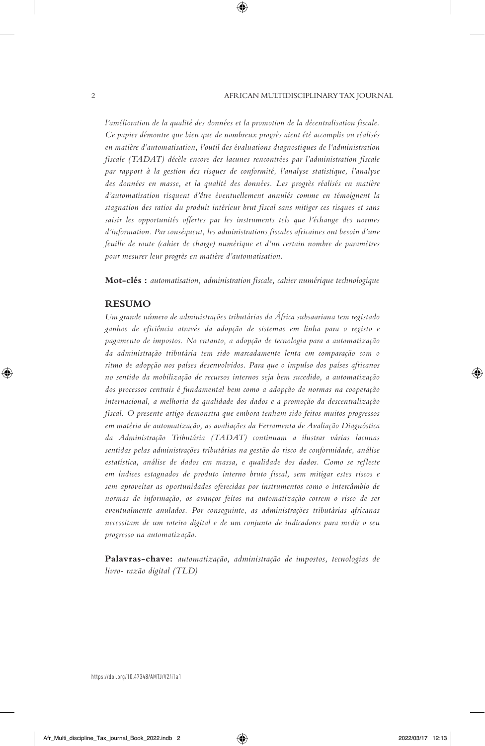*l'amélioration de la qualité des données et la promotion de la décentralisation fiscale. Ce papier démontre que bien que de nombreux progrès aient été accomplis ou réalisés en matière d'automatisation, l'outil des évaluations diagnostiques de l'administration fiscale (TADAT) décèle encore des lacunes rencontrées par l'administration fiscale par rapport à la gestion des risques de conformité, l'analyse statistique, l'analyse des données en masse, et la qualité des données. Les progrès réalisés en matière d'automatisation risquent d'être éventuellement annulés comme en témoignent la stagnation des ratios du produit intérieur brut fiscal sans mitiger ces risques et sans saisir les opportunités offertes par les instruments tels que l'échange des normes d'information. Par conséquent, les administrations fiscales africaines ont besoin d'une feuille de route (cahier de charge) numérique et d'un certain nombre de paramètres pour mesurer leur progrès en matière d'automatisation.*

**Mot-clés :** *automatisation, administration fiscale, cahier numérique technologique*

## RESUMO

*Um grande número de administrações tributárias da África subsaariana tem registado ganhos de eficiência através da adopção de sistemas em linha para o registo e pagamento de impostos. No entanto, a adopção de tecnologia para a automatização da administração tributária tem sido marcadamente lenta em comparação com o ritmo de adopção nos países desenvolvidos. Para que o impulso dos países africanos no sentido da mobilização de recursos internos seja bem sucedido, a automatização dos processos centrais é fundamental bem como a adopção de normas na cooperação internacional, a melhoria da qualidade dos dados e a promoção da descentralização fiscal. O presente artigo demonstra que embora tenham sido feitos muitos progressos em matéria de automatização, as avaliações da Ferramenta de Avaliação Diagnóstica da Administração Tributária (TADAT) continuam a ilustrar várias lacunas sentidas pelas administrações tributárias na gestão do risco de conformidade, análise estatística, análise de dados em massa, e qualidade dos dados. Como se reflecte em índices estagnados de produto interno bruto fiscal, sem mitigar estes riscos e sem aproveitar as oportunidades oferecidas por instrumentos como o intercâmbio de normas de informação, os avanços feitos na automatização correm o risco de ser eventualmente anulados. Por conseguinte, as administrações tributárias africanas necessitam de um roteiro digital e de um conjunto de indicadores para medir o seu progresso na automatização.*

**Palavras-chave:** *automatização, administração de impostos, tecnologias de livro- razão digital (TLD)*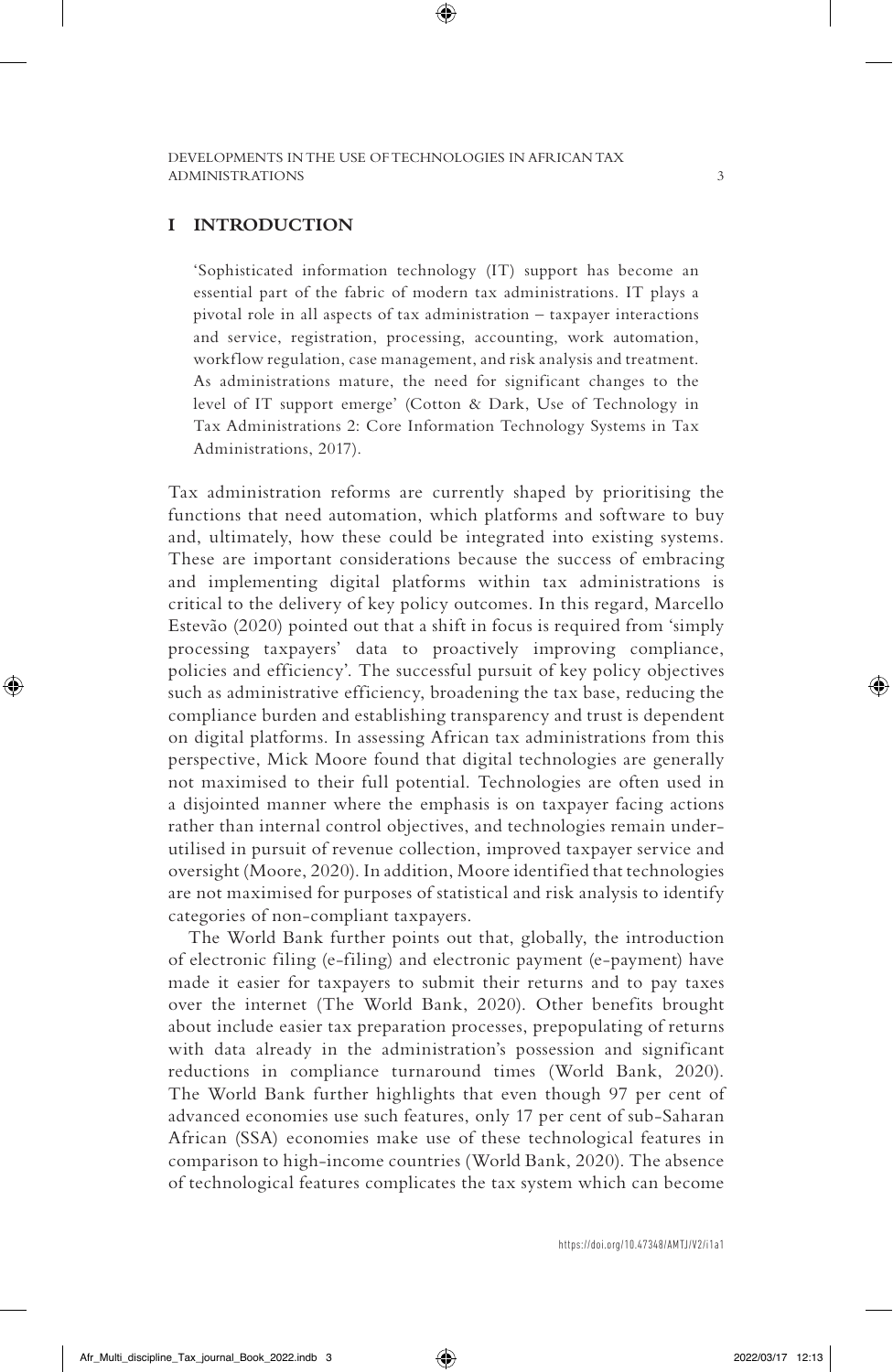## I INTRODUCTION

> 'Sophisticated information technology (IT) support has become an essential part of the fabric of modern tax administrations. IT plays a pivotal role in all aspects of tax administration – taxpayer interactions and service, registration, processing, accounting, work automation, workflow regulation, case management, and risk analysis and treatment. As administrations mature, the need for significant changes to the level of IT support emerge' (Cotton & Dark, Use of Technology in Tax Administrations 2: Core Information Technology Systems in Tax Administrations, 2017).

Tax administration reforms are currently shaped by prioritising the functions that need automation, which platforms and software to buy and, ultimately, how these could be integrated into existing systems. These are important considerations because the success of embracing and implementing digital platforms within tax administrations is critical to the delivery of key policy outcomes. In this regard, Marcello Estevão (2020) pointed out that a shift in focus is required from 'simply processing taxpayers' data to proactively improving compliance, policies and efficiency'. The successful pursuit of key policy objectives such as administrative efficiency, broadening the tax base, reducing the compliance burden and establishing transparency and trust is dependent on digital platforms. In assessing African tax administrations from this perspective, Mick Moore found that digital technologies are generally not maximised to their full potential. Technologies are often used in a disjointed manner where the emphasis is on taxpayer facing actions rather than internal control objectives, and technologies remain under-utilised in pursuit of revenue collection, improved taxpayer service and oversight (Moore, 2020). In addition, Moore identified that technologies are not maximised for purposes of statistical and risk analysis to identify categories of non-compliant taxpayers.

The World Bank further points out that, globally, the introduction of electronic filing (e-filing) and electronic payment (e-payment) have made it easier for taxpayers to submit their returns and to pay taxes over the internet (The World Bank, 2020). Other benefits brought about include easier tax preparation processes, prepopulating of returns with data already in the administration's possession and significant reductions in compliance turnaround times (World Bank, 2020). The World Bank further highlights that even though 97 per cent of advanced economies use such features, only 17 per cent of sub-Saharan African (SSA) economies make use of these technological features in comparison to high-income countries (World Bank, 2020). The absence of technological features complicates the tax system which can become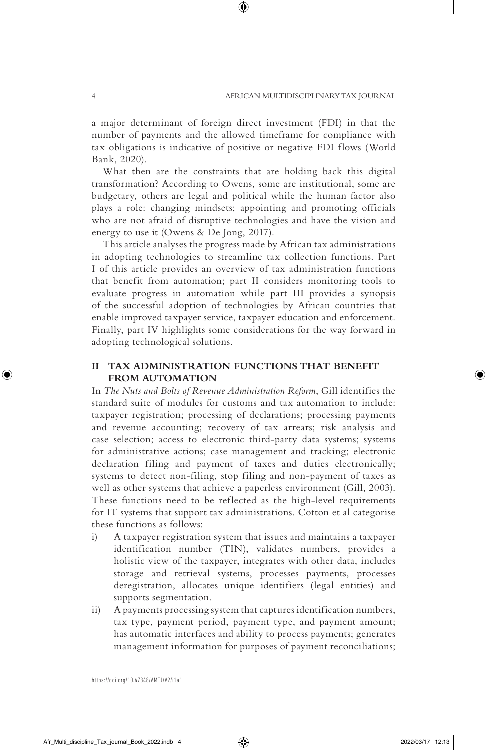a major determinant of foreign direct investment (FDI) in that the number of payments and the allowed timeframe for compliance with tax obligations is indicative of positive or negative FDI flows (World Bank, 2020).

What then are the constraints that are holding back this digital transformation? According to Owens, some are institutional, some are budgetary, others are legal and political while the human factor also plays a role: changing mindsets; appointing and promoting officials who are not afraid of disruptive technologies and have the vision and energy to use it (Owens & De Jong, 2017).

This article analyses the progress made by African tax administrations in adopting technologies to streamline tax collection functions. Part I of this article provides an overview of tax administration functions that benefit from automation; part II considers monitoring tools to evaluate progress in automation while part III provides a synopsis of the successful adoption of technologies by African countries that enable improved taxpayer service, taxpayer education and enforcement. Finally, part IV highlights some considerations for the way forward in adopting technological solutions.

## II TAX ADMINISTRATION FUNCTIONS THAT BENEFIT FROM AUTOMATION

In *The Nuts and Bolts of Revenue Administration Reform*, Gill identifies the standard suite of modules for customs and tax automation to include: taxpayer registration; processing of declarations; processing payments and revenue accounting; recovery of tax arrears; risk analysis and case selection; access to electronic third-party data systems; systems for administrative actions; case management and tracking; electronic declaration filing and payment of taxes and duties electronically; systems to detect non-filing, stop filing and non-payment of taxes as well as other systems that achieve a paperless environment (Gill, 2003). These functions need to be reflected as the high-level requirements for IT systems that support tax administrations. Cotton et al categorise these functions as follows:

i) A taxpayer registration system that issues and maintains a taxpayer identification number (TIN), validates numbers, provides a holistic view of the taxpayer, integrates with other data, includes storage and retrieval systems, processes payments, processes deregistration, allocates unique identifiers (legal entities) and supports segmentation.

ii) A payments processing system that captures identification numbers, tax type, payment period, payment type, and payment amount; has automatic interfaces and ability to process payments; generates management information for purposes of payment reconciliations;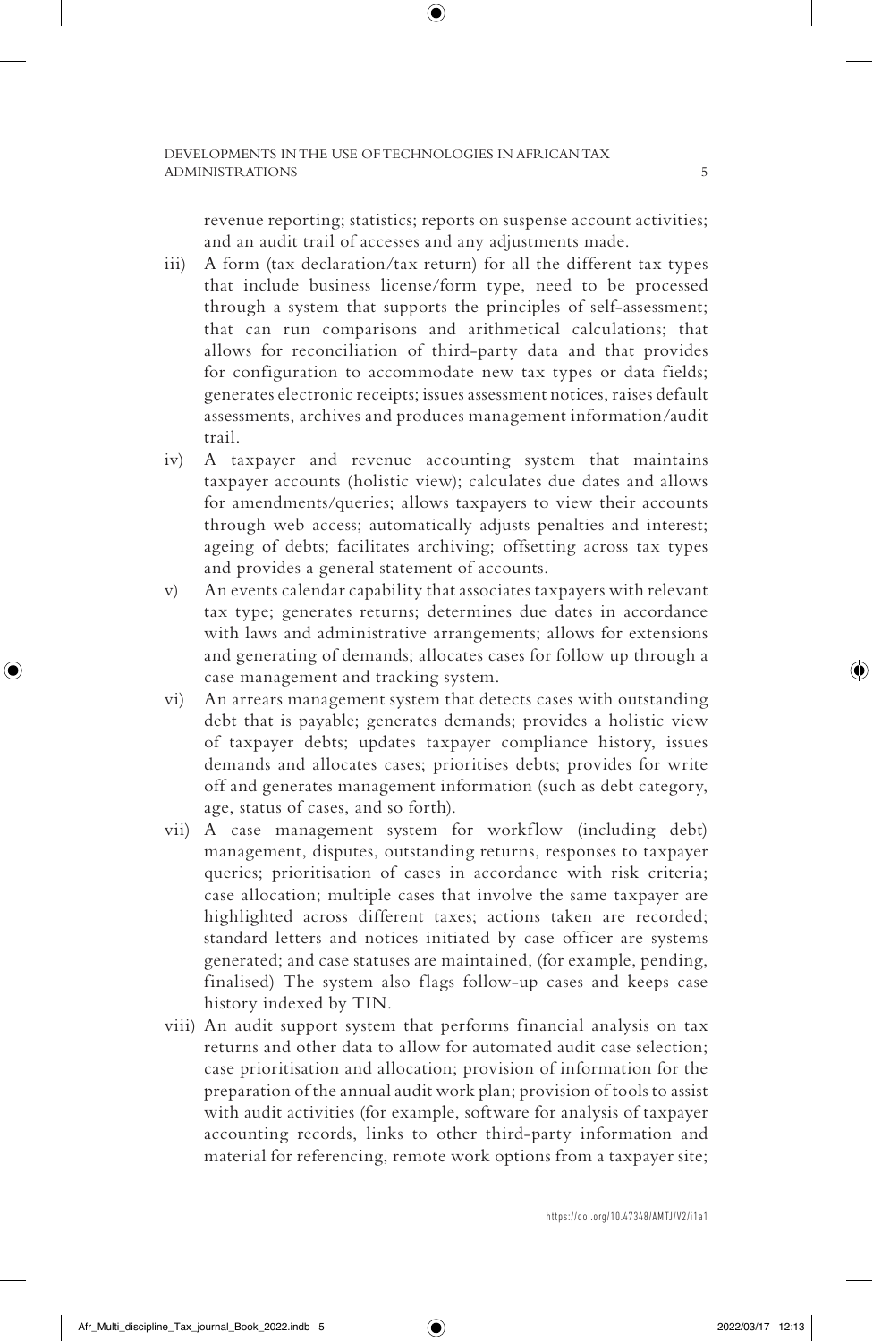revenue reporting; statistics; reports on suspense account activities; and an audit trail of accesses and any adjustments made.

iii) A form (tax declaration/tax return) for all the different tax types that include business license/form type, need to be processed through a system that supports the principles of self-assessment; that can run comparisons and arithmetical calculations; that allows for reconciliation of third-party data and that provides for configuration to accommodate new tax types or data fields; generates electronic receipts; issues assessment notices, raises default assessments, archives and produces management information/audit trail.

iv) A taxpayer and revenue accounting system that maintains taxpayer accounts (holistic view); calculates due dates and allows for amendments/queries; allows taxpayers to view their accounts through web access; automatically adjusts penalties and interest; ageing of debts; facilitates archiving; offsetting across tax types and provides a general statement of accounts.

v) An events calendar capability that associates taxpayers with relevant tax type; generates returns; determines due dates in accordance with laws and administrative arrangements; allows for extensions and generating of demands; allocates cases for follow up through a case management and tracking system.

vi) An arrears management system that detects cases with outstanding debt that is payable; generates demands; provides a holistic view of taxpayer debts; updates taxpayer compliance history, issues demands and allocates cases; prioritises debts; provides for write off and generates management information (such as debt category, age, status of cases, and so forth).

vii) A case management system for workflow (including debt) management, disputes, outstanding returns, responses to taxpayer queries; prioritisation of cases in accordance with risk criteria; case allocation; multiple cases that involve the same taxpayer are highlighted across different taxes; actions taken are recorded; standard letters and notices initiated by case officer are systems generated; and case statuses are maintained, (for example, pending, finalised) The system also flags follow-up cases and keeps case history indexed by TIN.

viii) An audit support system that performs financial analysis on tax returns and other data to allow for automated audit case selection; case prioritisation and allocation; provision of information for the preparation of the annual audit work plan; provision of tools to assist with audit activities (for example, software for analysis of taxpayer accounting records, links to other third-party information and material for referencing, remote work options from a taxpayer site;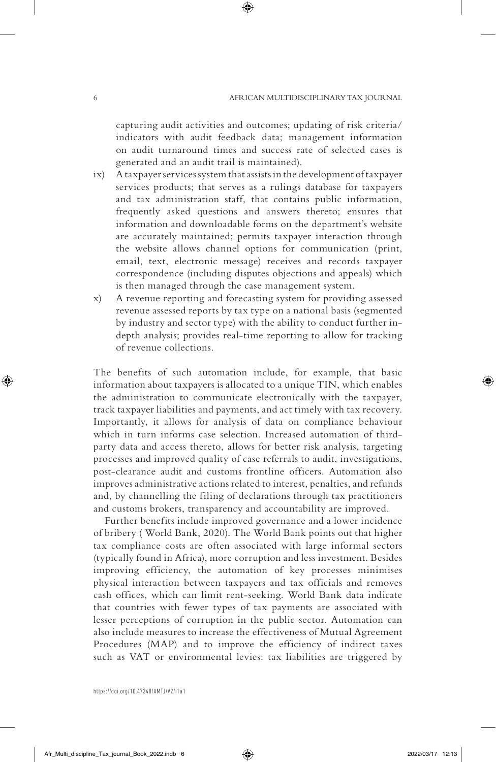capturing audit activities and outcomes; updating of risk criteria/ indicators with audit feedback data; management information on audit turnaround times and success rate of selected cases is generated and an audit trail is maintained).

ix) A taxpayer services system that assists in the development of taxpayer services products; that serves as a rulings database for taxpayers and tax administration staff, that contains public information, frequently asked questions and answers thereto; ensures that information and downloadable forms on the department's website are accurately maintained; permits taxpayer interaction through the website allows channel options for communication (print, email, text, electronic message) receives and records taxpayer correspondence (including disputes objections and appeals) which is then managed through the case management system.

x) A revenue reporting and forecasting system for providing assessed revenue assessed reports by tax type on a national basis (segmented by industry and sector type) with the ability to conduct further in-depth analysis; provides real-time reporting to allow for tracking of revenue collections.

The benefits of such automation include, for example, that basic information about taxpayers is allocated to a unique TIN, which enables the administration to communicate electronically with the taxpayer, track taxpayer liabilities and payments, and act timely with tax recovery. Importantly, it allows for analysis of data on compliance behaviour which in turn informs case selection. Increased automation of third-party data and access thereto, allows for better risk analysis, targeting processes and improved quality of case referrals to audit, investigations, post-clearance audit and customs frontline officers. Automation also improves administrative actions related to interest, penalties, and refunds and, by channelling the filing of declarations through tax practitioners and customs brokers, transparency and accountability are improved.

Further benefits include improved governance and a lower incidence of bribery ( World Bank, 2020). The World Bank points out that higher tax compliance costs are often associated with large informal sectors (typically found in Africa), more corruption and less investment. Besides improving efficiency, the automation of key processes minimises physical interaction between taxpayers and tax officials and removes cash offices, which can limit rent-seeking. World Bank data indicate that countries with fewer types of tax payments are associated with lesser perceptions of corruption in the public sector. Automation can also include measures to increase the effectiveness of Mutual Agreement Procedures (MAP) and to improve the efficiency of indirect taxes such as VAT or environmental levies: tax liabilities are triggered by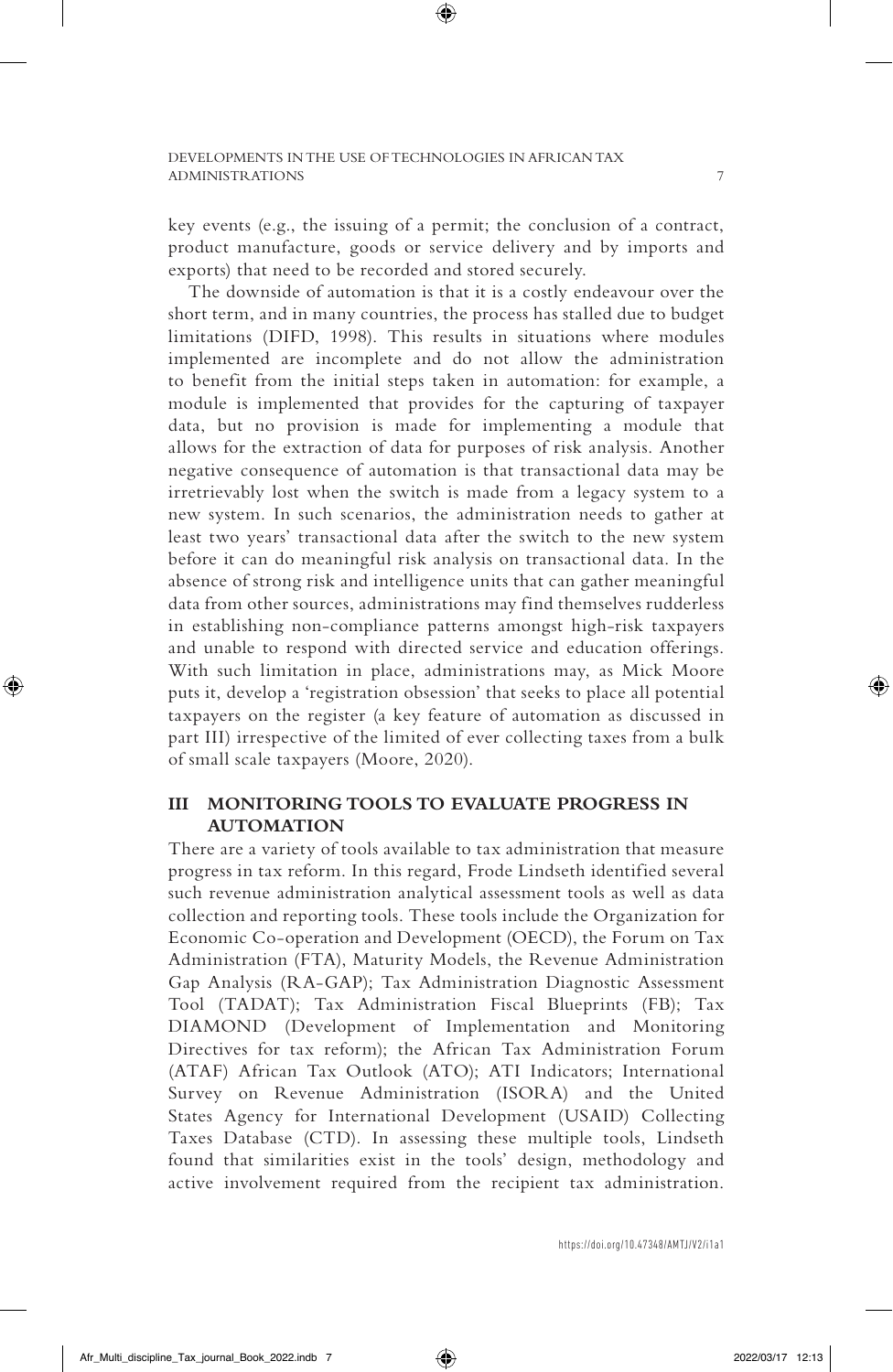key events (e.g., the issuing of a permit; the conclusion of a contract, product manufacture, goods or service delivery and by imports and exports) that need to be recorded and stored securely.

The downside of automation is that it is a costly endeavour over the short term, and in many countries, the process has stalled due to budget limitations (DIFD, 1998). This results in situations where modules implemented are incomplete and do not allow the administration to benefit from the initial steps taken in automation: for example, a module is implemented that provides for the capturing of taxpayer data, but no provision is made for implementing a module that allows for the extraction of data for purposes of risk analysis. Another negative consequence of automation is that transactional data may be irretrievably lost when the switch is made from a legacy system to a new system. In such scenarios, the administration needs to gather at least two years' transactional data after the switch to the new system before it can do meaningful risk analysis on transactional data. In the absence of strong risk and intelligence units that can gather meaningful data from other sources, administrations may find themselves rudderless in establishing non-compliance patterns amongst high-risk taxpayers and unable to respond with directed service and education offerings. With such limitation in place, administrations may, as Mick Moore puts it, develop a 'registration obsession' that seeks to place all potential taxpayers on the register (a key feature of automation as discussed in part III) irrespective of the limited of ever collecting taxes from a bulk of small scale taxpayers (Moore, 2020).

## III MONITORING TOOLS TO EVALUATE PROGRESS IN AUTOMATION

There are a variety of tools available to tax administration that measure progress in tax reform. In this regard, Frode Lindseth identified several such revenue administration analytical assessment tools as well as data collection and reporting tools. These tools include the Organization for Economic Co-operation and Development (OECD), the Forum on Tax Administration (FTA), Maturity Models, the Revenue Administration Gap Analysis (RA-GAP); Tax Administration Diagnostic Assessment Tool (TADAT); Tax Administration Fiscal Blueprints (FB); Tax DIAMOND (Development of Implementation and Monitoring Directives for tax reform); the African Tax Administration Forum (ATAF) African Tax Outlook (ATO); ATI Indicators; International Survey on Revenue Administration (ISORA) and the United States Agency for International Development (USAID) Collecting Taxes Database (CTD). In assessing these multiple tools, Lindseth found that similarities exist in the tools' design, methodology and active involvement required from the recipient tax administration.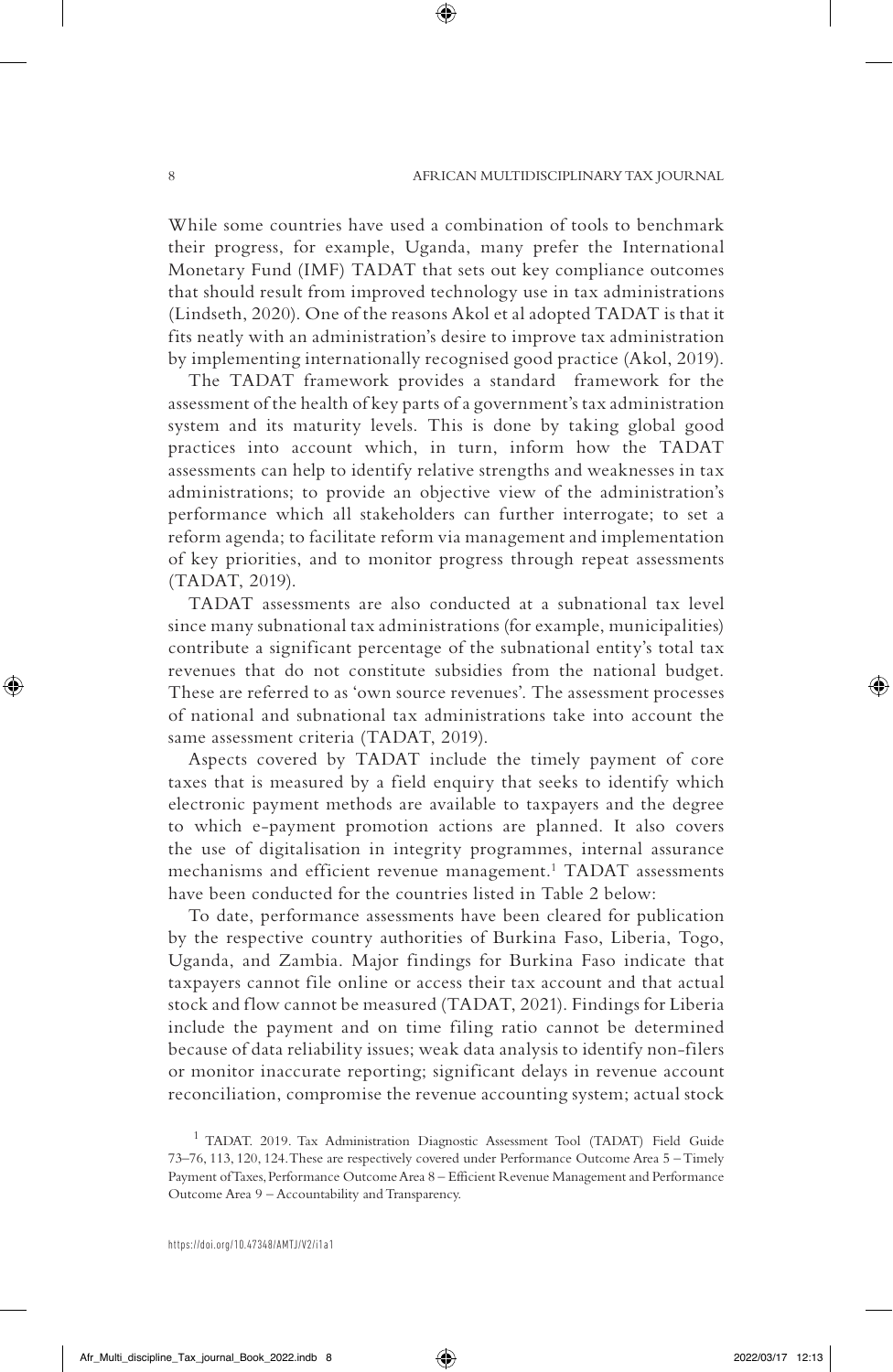While some countries have used a combination of tools to benchmark their progress, for example, Uganda, many prefer the International Monetary Fund (IMF) TADAT that sets out key compliance outcomes that should result from improved technology use in tax administrations (Lindseth, 2020). One of the reasons Akol et al adopted TADAT is that it fits neatly with an administration's desire to improve tax administration by implementing internationally recognised good practice (Akol, 2019).

The TADAT framework provides a standard framework for the assessment of the health of key parts of a government's tax administration system and its maturity levels. This is done by taking global good practices into account which, in turn, inform how the TADAT assessments can help to identify relative strengths and weaknesses in tax administrations; to provide an objective view of the administration's performance which all stakeholders can further interrogate; to set a reform agenda; to facilitate reform via management and implementation of key priorities, and to monitor progress through repeat assessments (TADAT, 2019).

TADAT assessments are also conducted at a subnational tax level since many subnational tax administrations (for example, municipalities) contribute a significant percentage of the subnational entity's total tax revenues that do not constitute subsidies from the national budget. These are referred to as 'own source revenues'. The assessment processes of national and subnational tax administrations take into account the same assessment criteria (TADAT, 2019).

Aspects covered by TADAT include the timely payment of core taxes that is measured by a field enquiry that seeks to identify which electronic payment methods are available to taxpayers and the degree to which e-payment promotion actions are planned. It also covers the use of digitalisation in integrity programmes, internal assurance mechanisms and efficient revenue management.[1] TADAT assessments have been conducted for the countries listed in Table 2 below:

To date, performance assessments have been cleared for publication by the respective country authorities of Burkina Faso, Liberia, Togo, Uganda, and Zambia. Major findings for Burkina Faso indicate that taxpayers cannot file online or access their tax account and that actual stock and flow cannot be measured (TADAT, 2021). Findings for Liberia include the payment and on time filing ratio cannot be determined because of data reliability issues; weak data analysis to identify non-filers or monitor inaccurate reporting; significant delays in revenue account reconciliation, compromise the revenue accounting system; actual stock

[1] TADAT. 2019. Tax Administration Diagnostic Assessment Tool (TADAT) Field Guide 73–76, 113, 120, 124. These are respectively covered under Performance Outcome Area 5 – Timely Payment of Taxes, Performance Outcome Area 8 – Efficient Revenue Management and Performance Outcome Area 9 – Accountability and Transparency.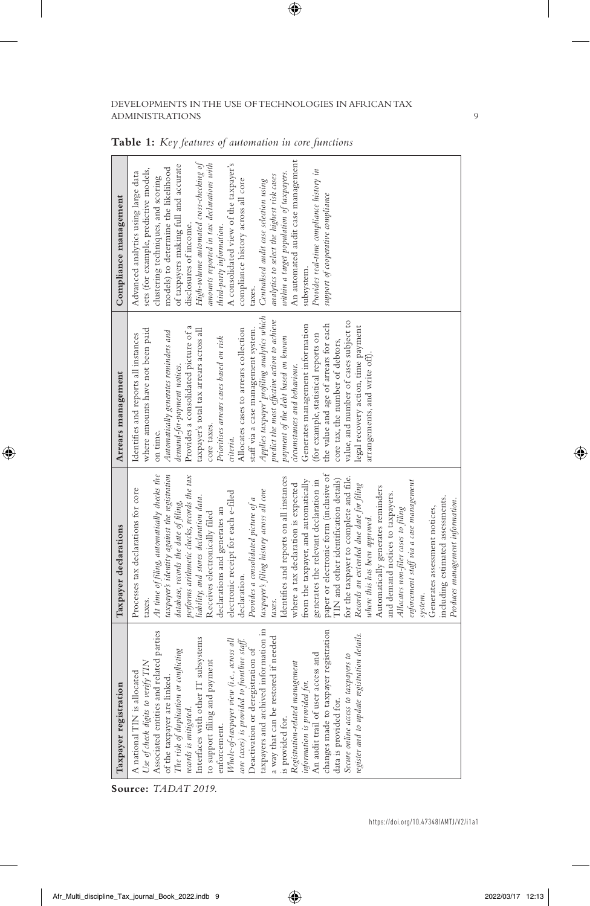**Table 1:** *Key features of automation in core functions*

| Taxpayer registration | Taxpayer declarations | Arrears management | Compliance management |
|---|---|---|---|
| A national TIN is allocated *Use of check digits to verify TIN* Associated entities and related parties of the taxpayer are linked. *The risk of duplication or conflicting records is mitigated.* Interfaces with other IT subsystems to support filing and payment enforcement. *Whole-of-taxpayer view (i.e., across all core taxes) is provided to frontline staff.* Deactivation or deregistration of taxpayers and archived information in a way that can be restored if needed is provided for. *Registration-related management information is provided for.* An audit trail of user access and changes made to taxpayer registration data is provided for. *Secure online access to taxpayers to register and to update registration details.* | Processes tax declarations for core taxes. *At time of filing, automatically checks the taxpayer's identity against the registration database, records the date of filing, performs arithmetic checks, records the tax liability, and stores declaration data.* Receives electronically filed declarations and generates an electronic receipt for each e-filed declaration. *Provides a consolidated picture of a taxpayer's filing history across all core taxes.* Identifies and reports on all instances where a tax declaration is expected from the taxpayer, and automatically generates the relevant declaration in paper or electronic form (inclusive of TIN and other identification details) for the taxpayer to complete and file. *Records an extended due date for filing where this has been approved.* Automatically generates reminders and demand notices to taxpayers. *Allocates non-filer cases to filing enforcement staff via a case management system.* Generates assessment notices, including estimated assessments. *Produces management information.* | Identifies and reports all instances where amounts have not been paid on time. *Automatically generates reminders and demand-for-payment notices.* Provides a consolidated picture of a taxpayer's total tax arrears across all core taxes. *Prioritises arrears cases based on risk criteria.* Allocates cases to arrears collection staff via a case management system. *Applies taxpayer profiling analytics which predict the most effective action to achieve payment of the debt based on known circumstances and behaviour.* Generates management information (for example, statistical reports on the value and age of arrears for each core tax, the number of debtors, value, and number of cases subject to legal recovery action, time payment arrangements, and write off). | Advanced analytics using large data sets (for example, predictive models, clustering techniques, and scoring models) to determine the likelihood of taxpayers making full and accurate disclosures of income. *High-volume automated cross-checking of amounts reported in tax declarations with third-party information.* A consolidated view of the taxpayer's compliance history across all core taxes. *Centralised audit case selection using analytics to select the highest risk cases within a target population of taxpayers.* An automated audit case management subsystem. *Provides real-time compliance history in support of cooperative compliance* |

**Source:** *TADAT 2019.*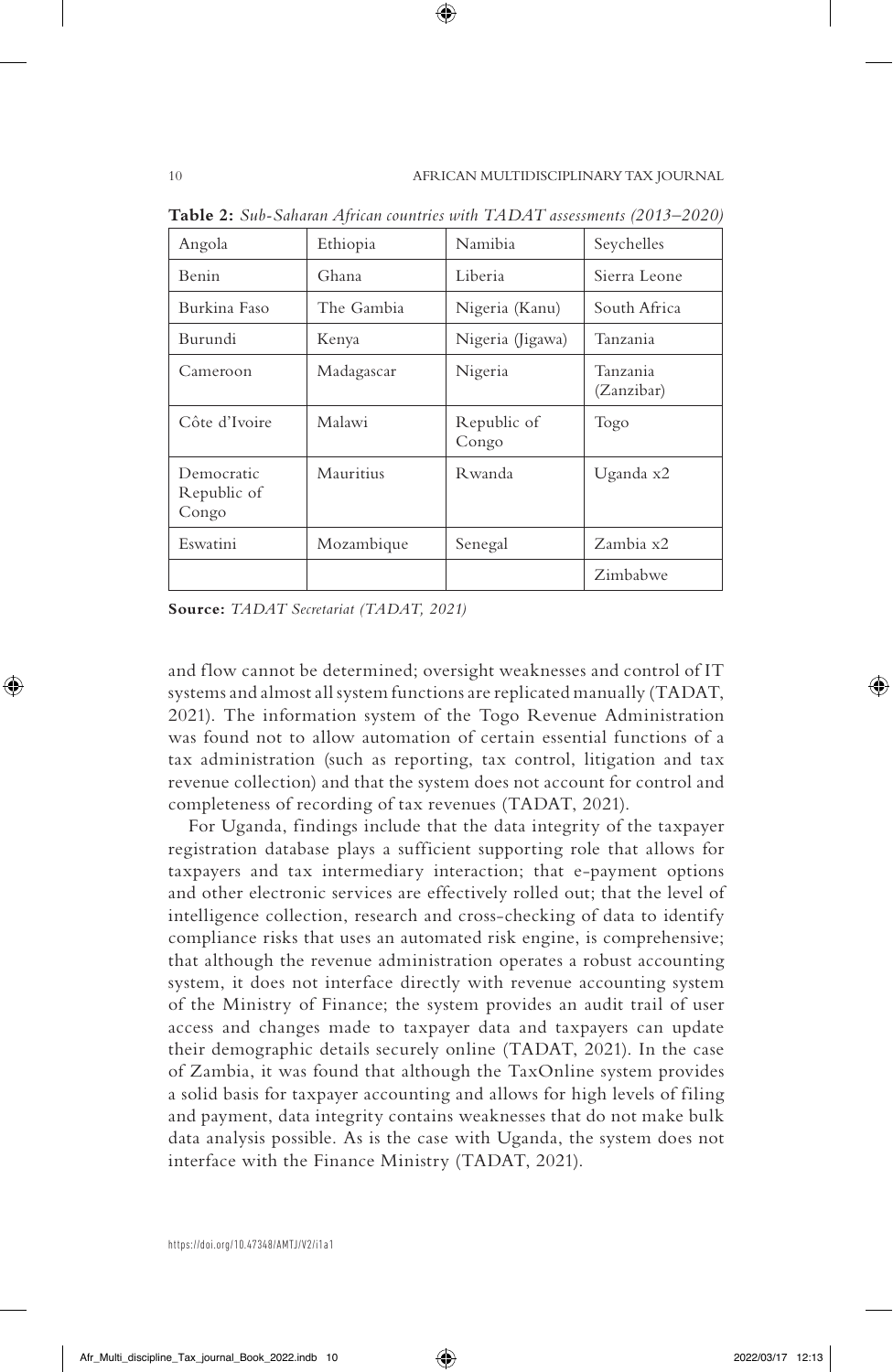**Table 2:** *Sub-Saharan African countries with TADAT assessments (2013–2020)*

| | | | |
|---|---|---|---|
| Angola | Ethiopia | Namibia | Seychelles |
| Benin | Ghana | Liberia | Sierra Leone |
| Burkina Faso | The Gambia | Nigeria (Kanu) | South Africa |
| Burundi | Kenya | Nigeria (Jigawa) | Tanzania |
| Cameroon | Madagascar | Nigeria | Tanzania (Zanzibar) |
| Côte d'Ivoire | Malawi | Republic of Congo | Togo |
| Democratic Republic of Congo | Mauritius | Rwanda | Uganda x2 |
| Eswatini | Mozambique | Senegal | Zambia x2 |
| | | | Zimbabwe |

**Source:** *TADAT Secretariat (TADAT, 2021)*

and flow cannot be determined; oversight weaknesses and control of IT systems and almost all system functions are replicated manually (TADAT, 2021). The information system of the Togo Revenue Administration was found not to allow automation of certain essential functions of a tax administration (such as reporting, tax control, litigation and tax revenue collection) and that the system does not account for control and completeness of recording of tax revenues (TADAT, 2021).

For Uganda, findings include that the data integrity of the taxpayer registration database plays a sufficient supporting role that allows for taxpayers and tax intermediary interaction; that e-payment options and other electronic services are effectively rolled out; that the level of intelligence collection, research and cross-checking of data to identify compliance risks that uses an automated risk engine, is comprehensive; that although the revenue administration operates a robust accounting system, it does not interface directly with revenue accounting system of the Ministry of Finance; the system provides an audit trail of user access and changes made to taxpayer data and taxpayers can update their demographic details securely online (TADAT, 2021). In the case of Zambia, it was found that although the TaxOnline system provides a solid basis for taxpayer accounting and allows for high levels of filing and payment, data integrity contains weaknesses that do not make bulk data analysis possible. As is the case with Uganda, the system does not interface with the Finance Ministry (TADAT, 2021).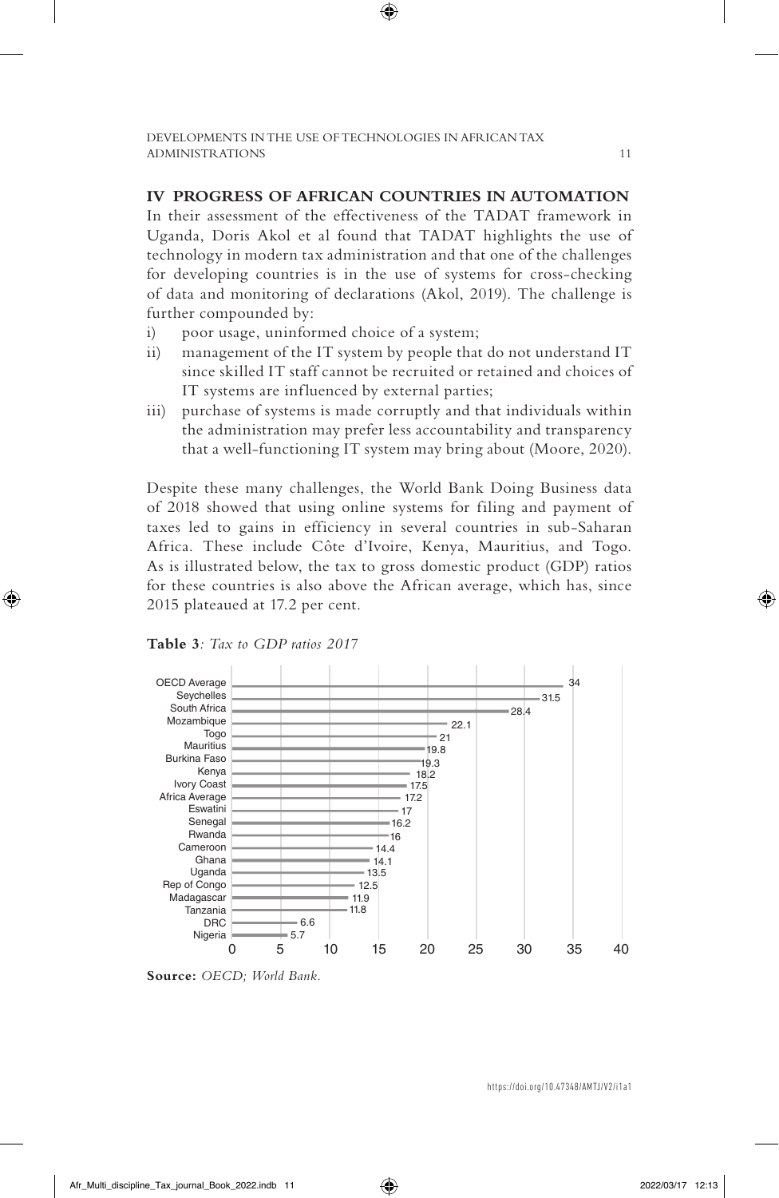## IV PROGRESS OF AFRICAN COUNTRIES IN AUTOMATION

In their assessment of the effectiveness of the TADAT framework in Uganda, Doris Akol et al found that TADAT highlights the use of technology in modern tax administration and that one of the challenges for developing countries is in the use of systems for cross-checking of data and monitoring of declarations (Akol, 2019). The challenge is further compounded by:

i) poor usage, uninformed choice of a system;
ii) management of the IT system by people that do not understand IT since skilled IT staff cannot be recruited or retained and choices of IT systems are influenced by external parties;
iii) purchase of systems is made corruptly and that individuals within the administration may prefer less accountability and transparency that a well-functioning IT system may bring about (Moore, 2020).

Despite these many challenges, the World Bank Doing Business data of 2018 showed that using online systems for filing and payment of taxes led to gains in efficiency in several countries in sub-Saharan Africa. These include Côte d'Ivoire, Kenya, Mauritius, and Togo. As is illustrated below, the tax to gross domestic product (GDP) ratios for these countries is also above the African average, which has, since 2015 plateaued at 17.2 per cent.

**Table 3**: *Tax to GDP ratios 2017*

| Country | Tax to GDP ratio |
|---|---|
| OECD Average | 34 |
| Seychelles | 31.5 |
| South Africa | 28.4 |
| Mozambique | 22.1 |
| Togo | 21 |
| Mauritius | 19.8 |
| Burkina Faso | 19.3 |
| Kenya | 18.2 |
| Ivory Coast | 17.5 |
| Africa Average | 17.2 |
| Eswatini | 17 |
| Senegal | 16.2 |
| Rwanda | 16 |
| Cameroon | 14.4 |
| Ghana | 14.1 |
| Uganda | 13.5 |
| Rep of Congo | 12.5 |
| Madagascar | 11.9 |
| Tanzania | 11.8 |
| DRC | 6.6 |
| Nigeria | 5.7 |

**Source:** *OECD; World Bank.*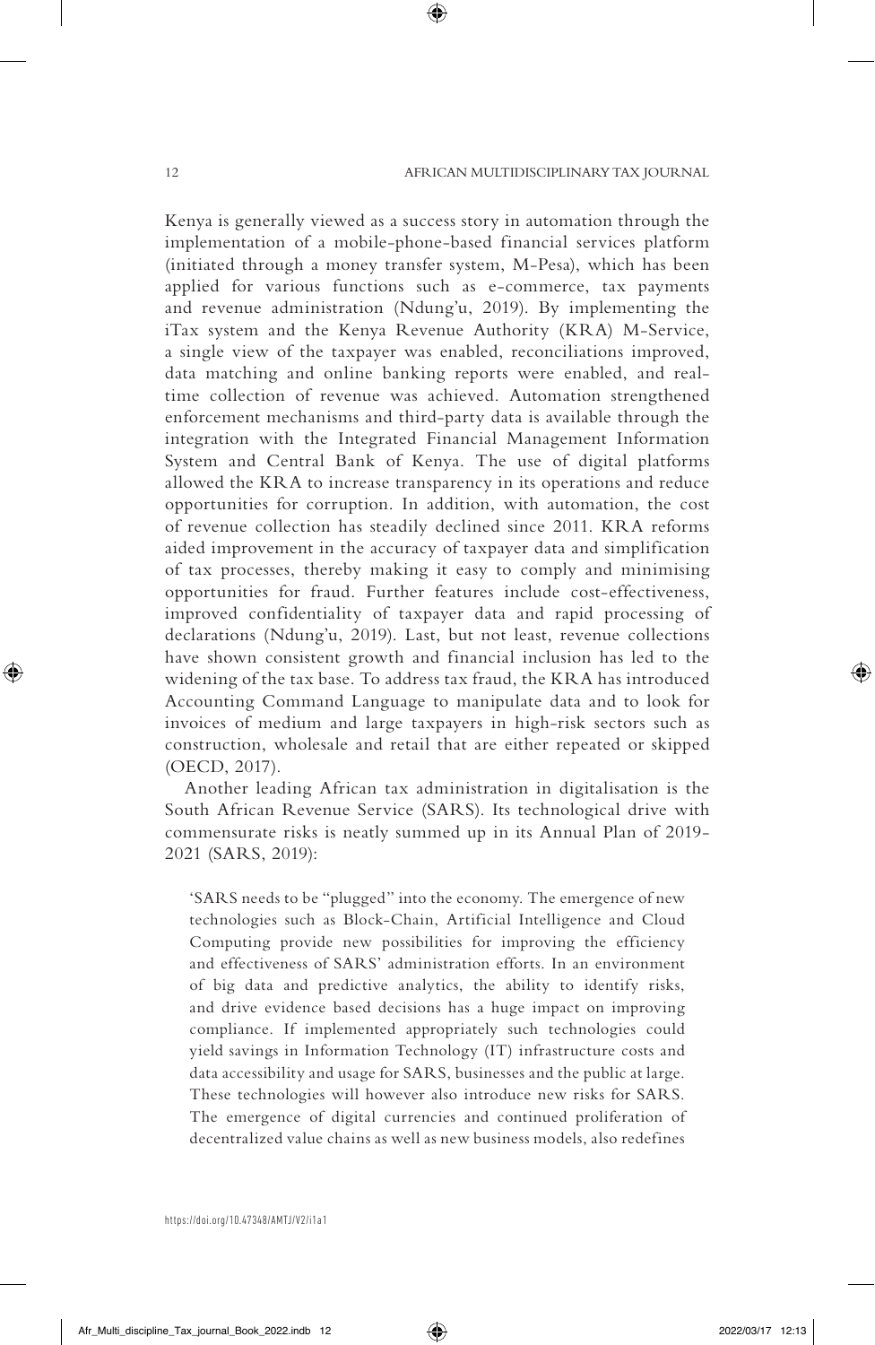Kenya is generally viewed as a success story in automation through the implementation of a mobile-phone-based financial services platform (initiated through a money transfer system, M-Pesa), which has been applied for various functions such as e-commerce, tax payments and revenue administration (Ndung'u, 2019). By implementing the iTax system and the Kenya Revenue Authority (KRA) M-Service, a single view of the taxpayer was enabled, reconciliations improved, data matching and online banking reports were enabled, and real-time collection of revenue was achieved. Automation strengthened enforcement mechanisms and third-party data is available through the integration with the Integrated Financial Management Information System and Central Bank of Kenya. The use of digital platforms allowed the KRA to increase transparency in its operations and reduce opportunities for corruption. In addition, with automation, the cost of revenue collection has steadily declined since 2011. KRA reforms aided improvement in the accuracy of taxpayer data and simplification of tax processes, thereby making it easy to comply and minimising opportunities for fraud. Further features include cost-effectiveness, improved confidentiality of taxpayer data and rapid processing of declarations (Ndung'u, 2019). Last, but not least, revenue collections have shown consistent growth and financial inclusion has led to the widening of the tax base. To address tax fraud, the KRA has introduced Accounting Command Language to manipulate data and to look for invoices of medium and large taxpayers in high-risk sectors such as construction, wholesale and retail that are either repeated or skipped (OECD, 2017).

Another leading African tax administration in digitalisation is the South African Revenue Service (SARS). Its technological drive with commensurate risks is neatly summed up in its Annual Plan of 2019-2021 (SARS, 2019):

> 'SARS needs to be "plugged" into the economy. The emergence of new technologies such as Block-Chain, Artificial Intelligence and Cloud Computing provide new possibilities for improving the efficiency and effectiveness of SARS' administration efforts. In an environment of big data and predictive analytics, the ability to identify risks, and drive evidence based decisions has a huge impact on improving compliance. If implemented appropriately such technologies could yield savings in Information Technology (IT) infrastructure costs and data accessibility and usage for SARS, businesses and the public at large. These technologies will however also introduce new risks for SARS. The emergence of digital currencies and continued proliferation of decentralized value chains as well as new business models, also redefines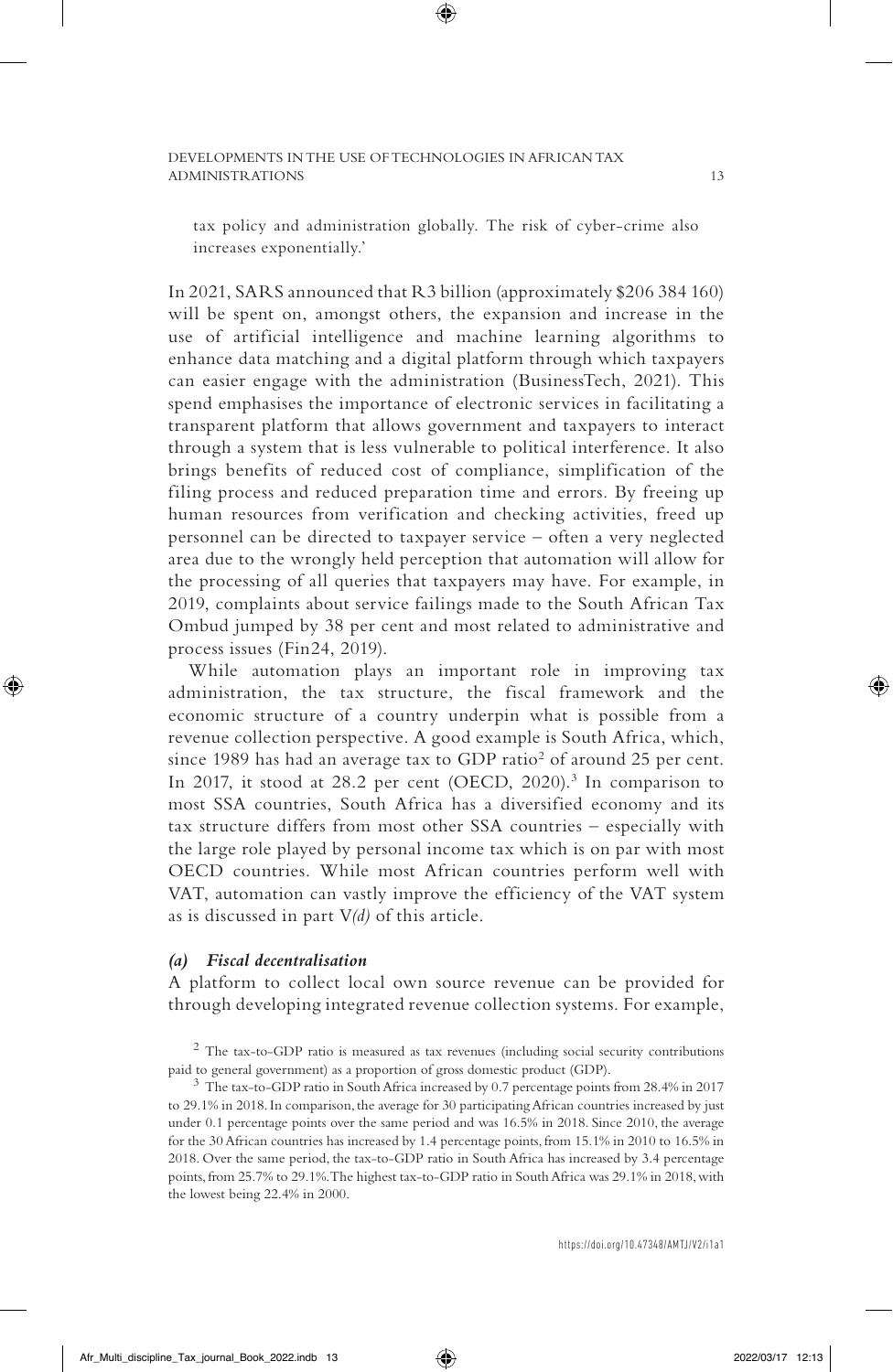tax policy and administration globally. The risk of cyber-crime also increases exponentially.'

In 2021, SARS announced that R3 billion (approximately $206 384 160) will be spent on, amongst others, the expansion and increase in the use of artificial intelligence and machine learning algorithms to enhance data matching and a digital platform through which taxpayers can easier engage with the administration (BusinessTech, 2021). This spend emphasises the importance of electronic services in facilitating a transparent platform that allows government and taxpayers to interact through a system that is less vulnerable to political interference. It also brings benefits of reduced cost of compliance, simplification of the filing process and reduced preparation time and errors. By freeing up human resources from verification and checking activities, freed up personnel can be directed to taxpayer service – often a very neglected area due to the wrongly held perception that automation will allow for the processing of all queries that taxpayers may have. For example, in 2019, complaints about service failings made to the South African Tax Ombud jumped by 38 per cent and most related to administrative and process issues (Fin24, 2019).

While automation plays an important role in improving tax administration, the tax structure, the fiscal framework and the economic structure of a country underpin what is possible from a revenue collection perspective. A good example is South Africa, which, since 1989 has had an average tax to GDP ratio[2] of around 25 per cent. In 2017, it stood at 28.2 per cent (OECD, 2020).[3] In comparison to most SSA countries, South Africa has a diversified economy and its tax structure differs from most other SSA countries – especially with the large role played by personal income tax which is on par with most OECD countries. While most African countries perform well with VAT, automation can vastly improve the efficiency of the VAT system as is discussed in part V*(d)* of this article.

### *(a) Fiscal decentralisation*

A platform to collect local own source revenue can be provided for through developing integrated revenue collection systems. For example,

[2] The tax-to-GDP ratio is measured as tax revenues (including social security contributions paid to general government) as a proportion of gross domestic product (GDP).

[3] The tax-to-GDP ratio in South Africa increased by 0.7 percentage points from 28.4% in 2017 to 29.1% in 2018. In comparison, the average for 30 participating African countries increased by just under 0.1 percentage points over the same period and was 16.5% in 2018. Since 2010, the average for the 30 African countries has increased by 1.4 percentage points, from 15.1% in 2010 to 16.5% in 2018. Over the same period, the tax-to-GDP ratio in South Africa has increased by 3.4 percentage points, from 25.7% to 29.1%. The highest tax-to-GDP ratio in South Africa was 29.1% in 2018, with the lowest being 22.4% in 2000.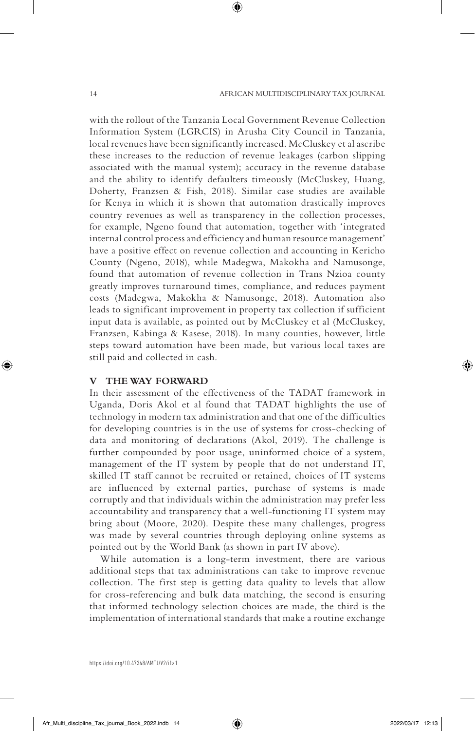with the rollout of the Tanzania Local Government Revenue Collection Information System (LGRCIS) in Arusha City Council in Tanzania, local revenues have been significantly increased. McCluskey et al ascribe these increases to the reduction of revenue leakages (carbon slipping associated with the manual system); accuracy in the revenue database and the ability to identify defaulters timeously (McCluskey, Huang, Doherty, Franzsen & Fish, 2018). Similar case studies are available for Kenya in which it is shown that automation drastically improves country revenues as well as transparency in the collection processes, for example, Ngeno found that automation, together with 'integrated internal control process and efficiency and human resource management' have a positive effect on revenue collection and accounting in Kericho County (Ngeno, 2018), while Madegwa, Makokha and Namusonge, found that automation of revenue collection in Trans Nzioa county greatly improves turnaround times, compliance, and reduces payment costs (Madegwa, Makokha & Namusonge, 2018). Automation also leads to significant improvement in property tax collection if sufficient input data is available, as pointed out by McCluskey et al (McCluskey, Franzsen, Kabinga & Kasese, 2018). In many counties, however, little steps toward automation have been made, but various local taxes are still paid and collected in cash.

## V THE WAY FORWARD

In their assessment of the effectiveness of the TADAT framework in Uganda, Doris Akol et al found that TADAT highlights the use of technology in modern tax administration and that one of the difficulties for developing countries is in the use of systems for cross-checking of data and monitoring of declarations (Akol, 2019). The challenge is further compounded by poor usage, uninformed choice of a system, management of the IT system by people that do not understand IT, skilled IT staff cannot be recruited or retained, choices of IT systems are influenced by external parties, purchase of systems is made corruptly and that individuals within the administration may prefer less accountability and transparency that a well-functioning IT system may bring about (Moore, 2020). Despite these many challenges, progress was made by several countries through deploying online systems as pointed out by the World Bank (as shown in part IV above).

While automation is a long-term investment, there are various additional steps that tax administrations can take to improve revenue collection. The first step is getting data quality to levels that allow for cross-referencing and bulk data matching, the second is ensuring that informed technology selection choices are made, the third is the implementation of international standards that make a routine exchange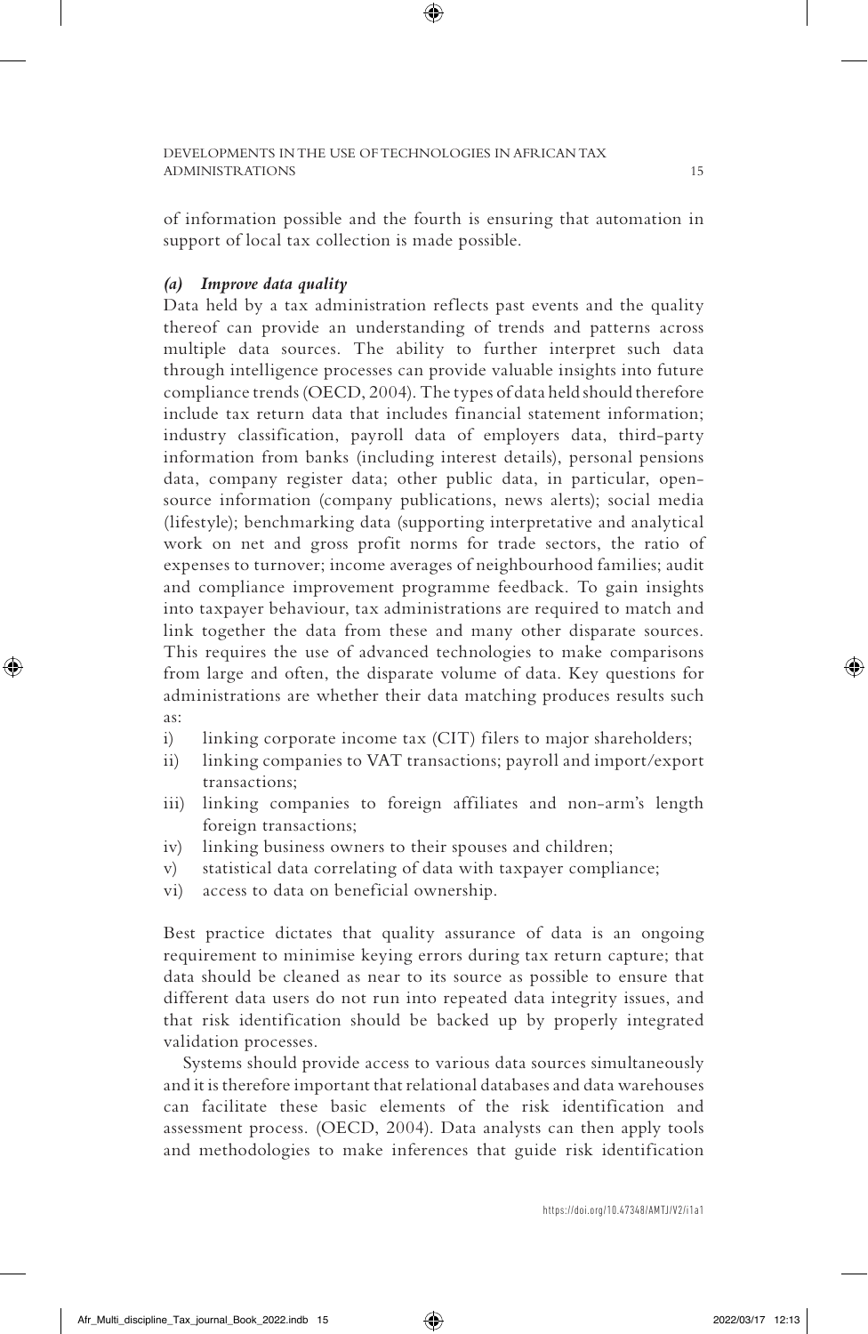of information possible and the fourth is ensuring that automation in support of local tax collection is made possible.

### *(a) Improve data quality*

Data held by a tax administration reflects past events and the quality thereof can provide an understanding of trends and patterns across multiple data sources. The ability to further interpret such data through intelligence processes can provide valuable insights into future compliance trends (OECD, 2004). The types of data held should therefore include tax return data that includes financial statement information; industry classification, payroll data of employers data, third-party information from banks (including interest details), personal pensions data, company register data; other public data, in particular, open-source information (company publications, news alerts); social media (lifestyle); benchmarking data (supporting interpretative and analytical work on net and gross profit norms for trade sectors, the ratio of expenses to turnover; income averages of neighbourhood families; audit and compliance improvement programme feedback. To gain insights into taxpayer behaviour, tax administrations are required to match and link together the data from these and many other disparate sources. This requires the use of advanced technologies to make comparisons from large and often, the disparate volume of data. Key questions for administrations are whether their data matching produces results such as:

i) linking corporate income tax (CIT) filers to major shareholders;
ii) linking companies to VAT transactions; payroll and import/export transactions;
iii) linking companies to foreign affiliates and non-arm's length foreign transactions;
iv) linking business owners to their spouses and children;
v) statistical data correlating of data with taxpayer compliance;
vi) access to data on beneficial ownership.

Best practice dictates that quality assurance of data is an ongoing requirement to minimise keying errors during tax return capture; that data should be cleaned as near to its source as possible to ensure that different data users do not run into repeated data integrity issues, and that risk identification should be backed up by properly integrated validation processes.

Systems should provide access to various data sources simultaneously and it is therefore important that relational databases and data warehouses can facilitate these basic elements of the risk identification and assessment process. (OECD, 2004). Data analysts can then apply tools and methodologies to make inferences that guide risk identification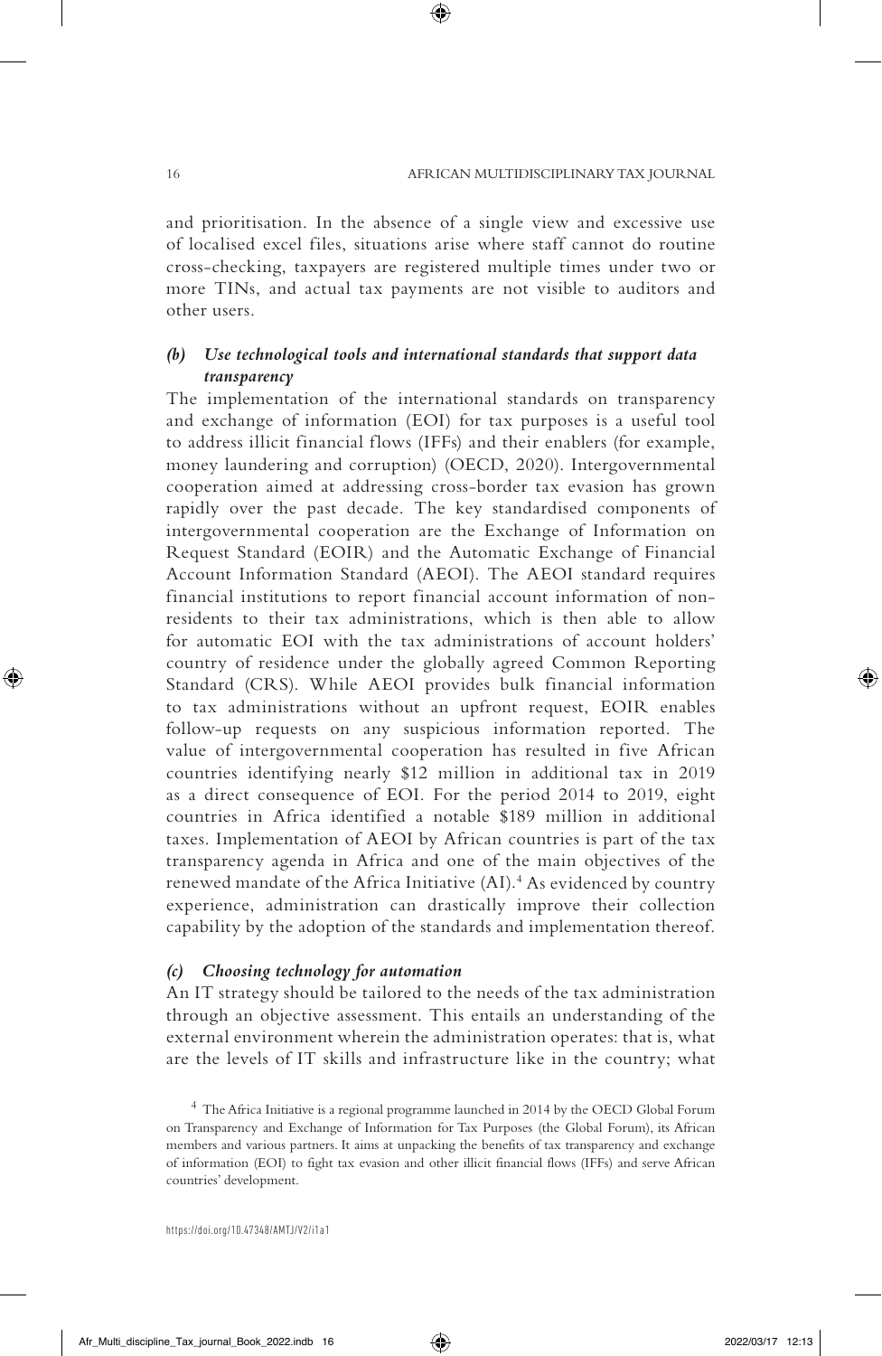and prioritisation. In the absence of a single view and excessive use of localised excel files, situations arise where staff cannot do routine cross-checking, taxpayers are registered multiple times under two or more TINs, and actual tax payments are not visible to auditors and other users.

### *(b) Use technological tools and international standards that support data transparency*

The implementation of the international standards on transparency and exchange of information (EOI) for tax purposes is a useful tool to address illicit financial flows (IFFs) and their enablers (for example, money laundering and corruption) (OECD, 2020). Intergovernmental cooperation aimed at addressing cross-border tax evasion has grown rapidly over the past decade. The key standardised components of intergovernmental cooperation are the Exchange of Information on Request Standard (EOIR) and the Automatic Exchange of Financial Account Information Standard (AEOI). The AEOI standard requires financial institutions to report financial account information of non-residents to their tax administrations, which is then able to allow for automatic EOI with the tax administrations of account holders' country of residence under the globally agreed Common Reporting Standard (CRS). While AEOI provides bulk financial information to tax administrations without an upfront request, EOIR enables follow-up requests on any suspicious information reported. The value of intergovernmental cooperation has resulted in five African countries identifying nearly $12 million in additional tax in 2019 as a direct consequence of EOI. For the period 2014 to 2019, eight countries in Africa identified a notable $189 million in additional taxes. Implementation of AEOI by African countries is part of the tax transparency agenda in Africa and one of the main objectives of the renewed mandate of the Africa Initiative (AI).[4] As evidenced by country experience, administration can drastically improve their collection capability by the adoption of the standards and implementation thereof.

### *(c) Choosing technology for automation*

An IT strategy should be tailored to the needs of the tax administration through an objective assessment. This entails an understanding of the external environment wherein the administration operates: that is, what are the levels of IT skills and infrastructure like in the country; what

---

[4] The Africa Initiative is a regional programme launched in 2014 by the OECD Global Forum on Transparency and Exchange of Information for Tax Purposes (the Global Forum), its African members and various partners. It aims at unpacking the benefits of tax transparency and exchange of information (EOI) to fight tax evasion and other illicit financial flows (IFFs) and serve African countries' development.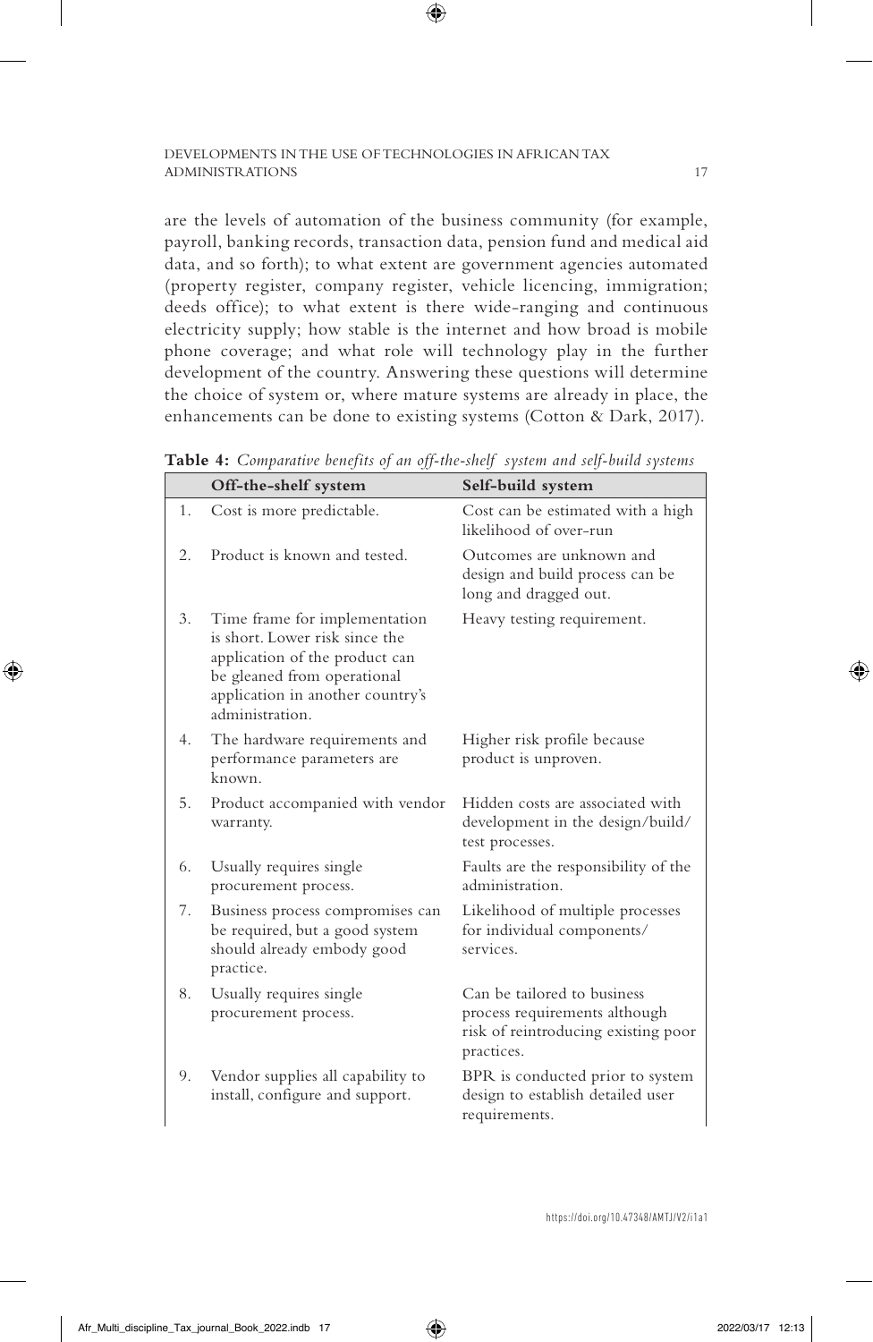are the levels of automation of the business community (for example, payroll, banking records, transaction data, pension fund and medical aid data, and so forth); to what extent are government agencies automated (property register, company register, vehicle licencing, immigration; deeds office); to what extent is there wide-ranging and continuous electricity supply; how stable is the internet and how broad is mobile phone coverage; and what role will technology play in the further development of the country. Answering these questions will determine the choice of system or, where mature systems are already in place, the enhancements can be done to existing systems (Cotton & Dark, 2017).

**Table 4:** *Comparative benefits of an off-the-shelf system and self-build systems*

| | Off-the-shelf system | Self-build system |
|---|---|---|
| 1. | Cost is more predictable. | Cost can be estimated with a high likelihood of over-run |
| 2. | Product is known and tested. | Outcomes are unknown and design and build process can be long and dragged out. |
| 3. | Time frame for implementation is short. Lower risk since the application of the product can be gleaned from operational application in another country's administration. | Heavy testing requirement. |
| 4. | The hardware requirements and performance parameters are known. | Higher risk profile because product is unproven. |
| 5. | Product accompanied with vendor warranty. | Hidden costs are associated with development in the design/build/test processes. |
| 6. | Usually requires single procurement process. | Faults are the responsibility of the administration. |
| 7. | Business process compromises can be required, but a good system should already embody good practice. | Likelihood of multiple processes for individual components/services. |
| 8. | Usually requires single procurement process. | Can be tailored to business process requirements although risk of reintroducing existing poor practices. |
| 9. | Vendor supplies all capability to install, configure and support. | BPR is conducted prior to system design to establish detailed user requirements. |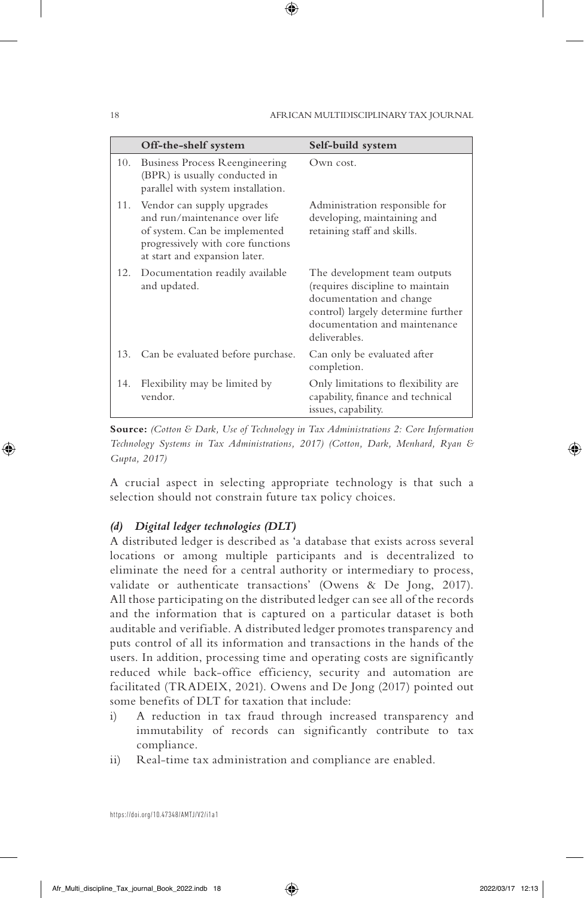| | Off-the-shelf system | Self-build system |
|---|---|---|
| 10. | Business Process Reengineering (BPR) is usually conducted in parallel with system installation. | Own cost. |
| 11. | Vendor can supply upgrades and run/maintenance over life of system. Can be implemented progressively with core functions at start and expansion later. | Administration responsible for developing, maintaining and retaining staff and skills. |
| 12. | Documentation readily available and updated. | The development team outputs (requires discipline to maintain documentation and change control) largely determine further documentation and maintenance deliverables. |
| 13. | Can be evaluated before purchase. | Can only be evaluated after completion. |
| 14. | Flexibility may be limited by vendor. | Only limitations to flexibility are capability, finance and technical issues, capability. |

**Source:** *(Cotton & Dark, Use of Technology in Tax Administrations 2: Core Information Technology Systems in Tax Administrations, 2017) (Cotton, Dark, Menhard, Ryan & Gupta, 2017)*

A crucial aspect in selecting appropriate technology is that such a selection should not constrain future tax policy choices.

#### *(d) Digital ledger technologies (DLT)*

A distributed ledger is described as 'a database that exists across several locations or among multiple participants and is decentralized to eliminate the need for a central authority or intermediary to process, validate or authenticate transactions' (Owens & De Jong, 2017). All those participating on the distributed ledger can see all of the records and the information that is captured on a particular dataset is both auditable and verifiable. A distributed ledger promotes transparency and puts control of all its information and transactions in the hands of the users. In addition, processing time and operating costs are significantly reduced while back-office efficiency, security and automation are facilitated (TRADEIX, 2021). Owens and De Jong (2017) pointed out some benefits of DLT for taxation that include:

i) A reduction in tax fraud through increased transparency and immutability of records can significantly contribute to tax compliance.
ii) Real-time tax administration and compliance are enabled.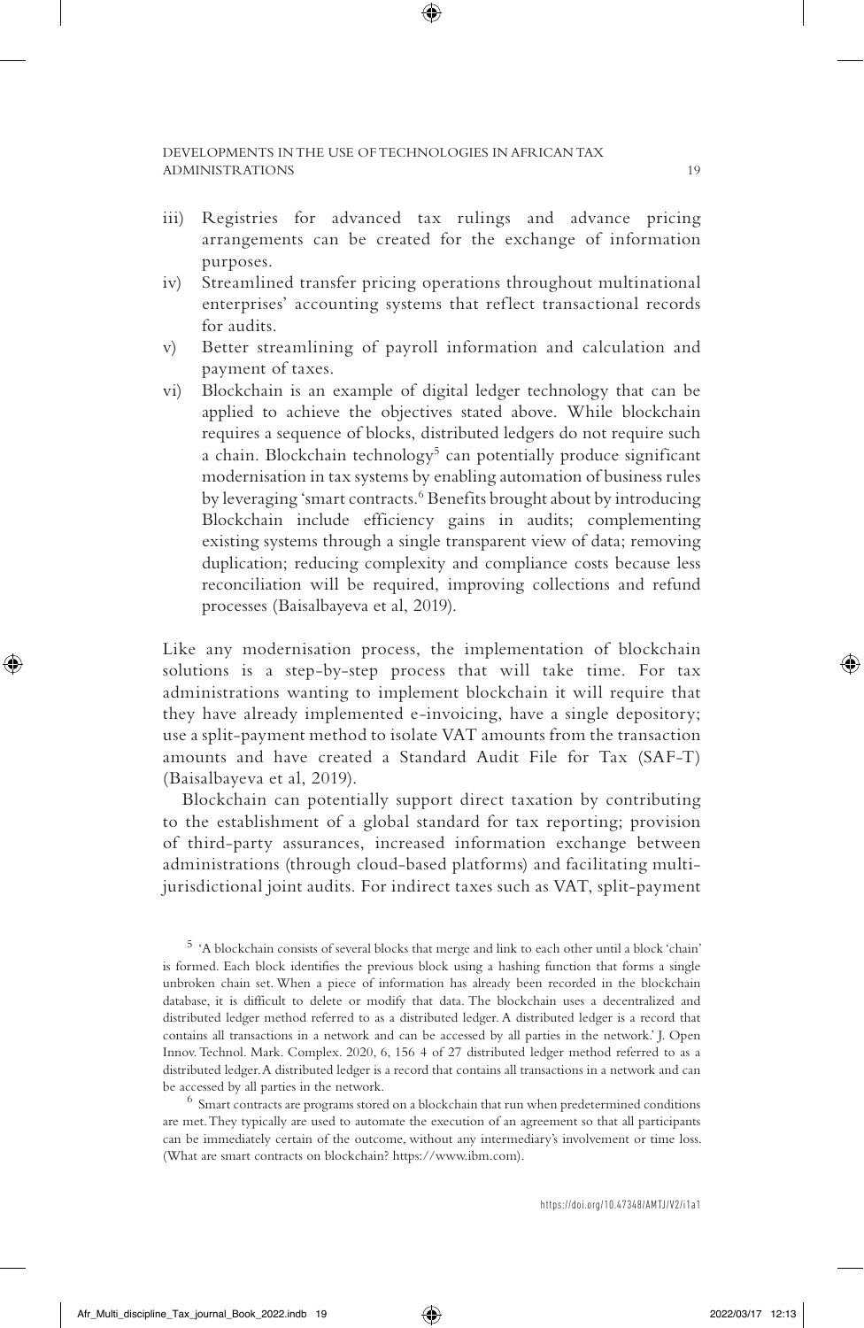iii) Registries for advanced tax rulings and advance pricing arrangements can be created for the exchange of information purposes.

iv) Streamlined transfer pricing operations throughout multinational enterprises' accounting systems that reflect transactional records for audits.

v) Better streamlining of payroll information and calculation and payment of taxes.

vi) Blockchain is an example of digital ledger technology that can be applied to achieve the objectives stated above. While blockchain requires a sequence of blocks, distributed ledgers do not require such a chain. Blockchain technology[5] can potentially produce significant modernisation in tax systems by enabling automation of business rules by leveraging 'smart contracts.[6] Benefits brought about by introducing Blockchain include efficiency gains in audits; complementing existing systems through a single transparent view of data; removing duplication; reducing complexity and compliance costs because less reconciliation will be required, improving collections and refund processes (Baisalbayeva et al, 2019).

Like any modernisation process, the implementation of blockchain solutions is a step-by-step process that will take time. For tax administrations wanting to implement blockchain it will require that they have already implemented e-invoicing, have a single depository; use a split-payment method to isolate VAT amounts from the transaction amounts and have created a Standard Audit File for Tax (SAF-T) (Baisalbayeva et al, 2019).

Blockchain can potentially support direct taxation by contributing to the establishment of a global standard for tax reporting; provision of third-party assurances, increased information exchange between administrations (through cloud-based platforms) and facilitating multi-jurisdictional joint audits. For indirect taxes such as VAT, split-payment

---

[5] 'A blockchain consists of several blocks that merge and link to each other until a block 'chain' is formed. Each block identifies the previous block using a hashing function that forms a single unbroken chain set. When a piece of information has already been recorded in the blockchain database, it is difficult to delete or modify that data. The blockchain uses a decentralized and distributed ledger method referred to as a distributed ledger. A distributed ledger is a record that contains all transactions in a network and can be accessed by all parties in the network.' J. Open Innov. Technol. Mark. Complex. 2020, 6, 156 4 of 27 distributed ledger method referred to as a distributed ledger. A distributed ledger is a record that contains all transactions in a network and can be accessed by all parties in the network.

[6] Smart contracts are programs stored on a blockchain that run when predetermined conditions are met. They typically are used to automate the execution of an agreement so that all participants can be immediately certain of the outcome, without any intermediary's involvement or time loss. (What are smart contracts on blockchain? https://www.ibm.com).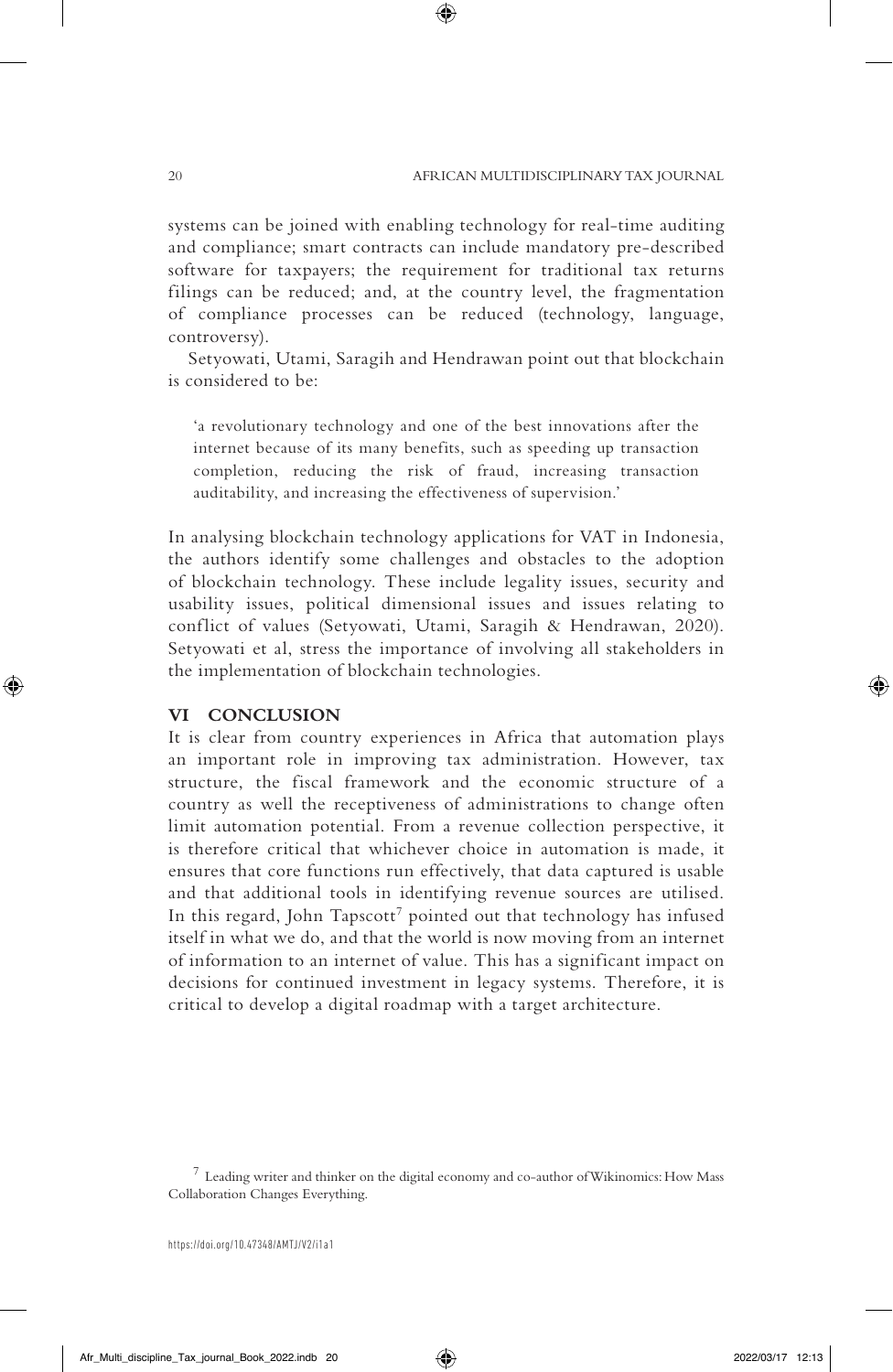systems can be joined with enabling technology for real-time auditing and compliance; smart contracts can include mandatory pre-described software for taxpayers; the requirement for traditional tax returns filings can be reduced; and, at the country level, the fragmentation of compliance processes can be reduced (technology, language, controversy).

Setyowati, Utami, Saragih and Hendrawan point out that blockchain is considered to be:

> 'a revolutionary technology and one of the best innovations after the internet because of its many benefits, such as speeding up transaction completion, reducing the risk of fraud, increasing transaction auditability, and increasing the effectiveness of supervision.'

In analysing blockchain technology applications for VAT in Indonesia, the authors identify some challenges and obstacles to the adoption of blockchain technology. These include legality issues, security and usability issues, political dimensional issues and issues relating to conflict of values (Setyowati, Utami, Saragih & Hendrawan, 2020). Setyowati et al, stress the importance of involving all stakeholders in the implementation of blockchain technologies.

## VI CONCLUSION

It is clear from country experiences in Africa that automation plays an important role in improving tax administration. However, tax structure, the fiscal framework and the economic structure of a country as well the receptiveness of administrations to change often limit automation potential. From a revenue collection perspective, it is therefore critical that whichever choice in automation is made, it ensures that core functions run effectively, that data captured is usable and that additional tools in identifying revenue sources are utilised. In this regard, John Tapscott[7] pointed out that technology has infused itself in what we do, and that the world is now moving from an internet of information to an internet of value. This has a significant impact on decisions for continued investment in legacy systems. Therefore, it is critical to develop a digital roadmap with a target architecture.

[7] Leading writer and thinker on the digital economy and co-author of Wikinomics: How Mass Collaboration Changes Everything.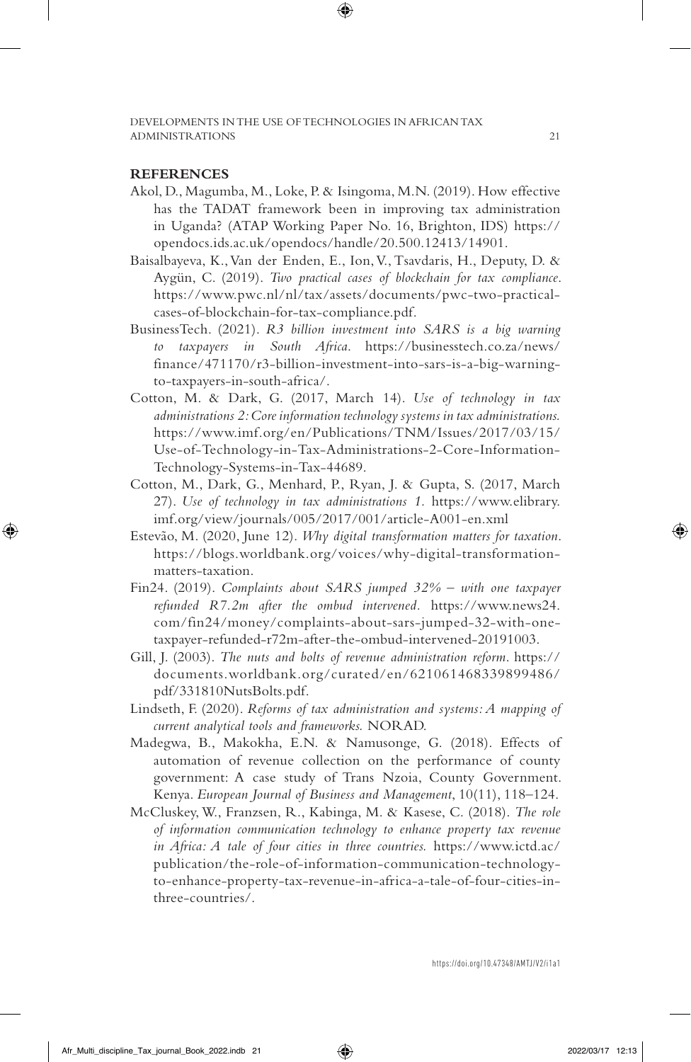## REFERENCES

Akol, D., Magumba, M., Loke, P. & Isingoma, M.N. (2019). How effective has the TADAT framework been in improving tax administration in Uganda? (ATAP Working Paper No. 16, Brighton, IDS) https://opendocs.ids.ac.uk/opendocs/handle/20.500.12413/14901.

Baisalbayeva, K., Van der Enden, E., Ion, V., Tsavdaris, H., Deputy, D. & Aygün, C. (2019). *Two practical cases of blockchain for tax compliance*. https://www.pwc.nl/nl/tax/assets/documents/pwc-two-practical-cases-of-blockchain-for-tax-compliance.pdf.

BusinessTech. (2021). *R3 billion investment into SARS is a big warning to taxpayers in South Africa*. https://businesstech.co.za/news/finance/471170/r3-billion-investment-into-sars-is-a-big-warning-to-taxpayers-in-south-africa/.

Cotton, M. & Dark, G. (2017, March 14). *Use of technology in tax administrations 2: Core information technology systems in tax administrations.* https://www.imf.org/en/Publications/TNM/Issues/2017/03/15/Use-of-Technology-in-Tax-Administrations-2-Core-Information-Technology-Systems-in-Tax-44689.

Cotton, M., Dark, G., Menhard, P., Ryan, J. & Gupta, S. (2017, March 27). *Use of technology in tax administrations 1.* https://www.elibrary.imf.org/view/journals/005/2017/001/article-A001-en.xml

Estevão, M. (2020, June 12). *Why digital transformation matters for taxation*. https://blogs.worldbank.org/voices/why-digital-transformation-matters-taxation.

Fin24. (2019). *Complaints about SARS jumped 32% – with one taxpayer refunded R7.2m after the ombud intervened.* https://www.news24.com/fin24/money/complaints-about-sars-jumped-32-with-one-taxpayer-refunded-r72m-after-the-ombud-intervened-20191003.

Gill, J. (2003). *The nuts and bolts of revenue administration reform*. https://documents.worldbank.org/curated/en/621061468339899486/pdf/331810NutsBolts.pdf.

Lindseth, F. (2020). *Reforms of tax administration and systems: A mapping of current analytical tools and frameworks.* NORAD.

Madegwa, B., Makokha, E.N. & Namusonge, G. (2018). Effects of automation of revenue collection on the performance of county government: A case study of Trans Nzoia, County Government. Kenya. *European Journal of Business and Management*, 10(11), 118–124.

McCluskey, W., Franzsen, R., Kabinga, M. & Kasese, C. (2018). *The role of information communication technology to enhance property tax revenue in Africa: A tale of four cities in three countries.* https://www.ictd.ac/publication/the-role-of-information-communication-technology-to-enhance-property-tax-revenue-in-africa-a-tale-of-four-cities-in-three-countries/.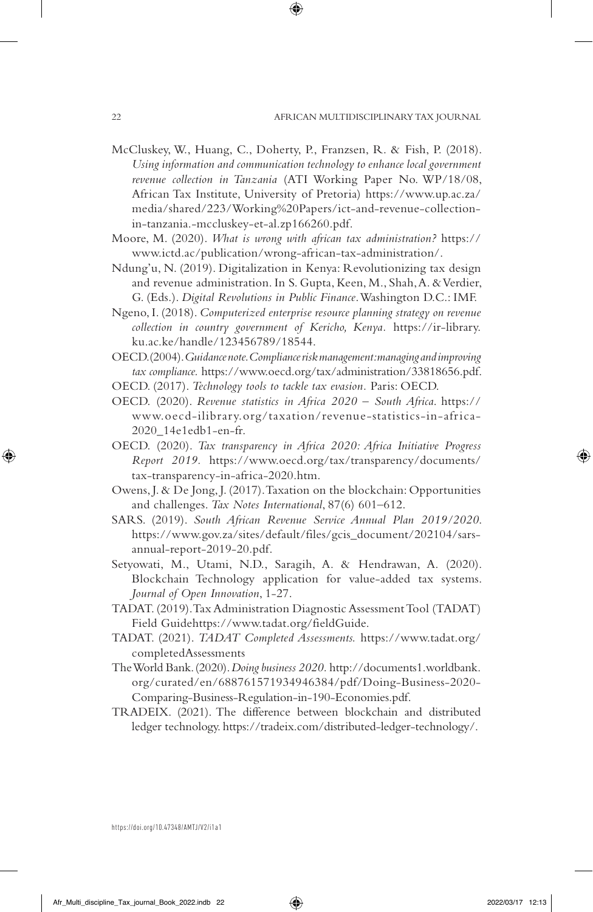McCluskey, W., Huang, C., Doherty, P., Franzsen, R. & Fish, P. (2018). *Using information and communication technology to enhance local government revenue collection in Tanzania* (ATI Working Paper No. WP/18/08, African Tax Institute, University of Pretoria) https://www.up.ac.za/media/shared/223/Working%20Papers/ict-and-revenue-collection-in-tanzania.-mccluskey-et-al.zp166260.pdf.

Moore, M. (2020). *What is wrong with african tax administration?* https://www.ictd.ac/publication/wrong-african-tax-administration/.

Ndung'u, N. (2019). Digitalization in Kenya: Revolutionizing tax design and revenue administration. In S. Gupta, Keen, M., Shah, A. & Verdier, G. (Eds.). *Digital Revolutions in Public Finance*. Washington D.C.: IMF.

Ngeno, I. (2018). *Computerized enterprise resource planning strategy on revenue collection in country government of Kericho, Kenya*. https://ir-library.ku.ac.ke/handle/123456789/18544.

OECD. (2004). *Guidance note. Compliance risk management: managing and improving tax compliance.* https://www.oecd.org/tax/administration/33818656.pdf.

OECD. (2017). *Technology tools to tackle tax evasion*. Paris: OECD.

OECD. (2020). *Revenue statistics in Africa 2020 – South Africa*. https://www.oecd-ilibrary.org/taxation/revenue-statistics-in-africa-2020_14e1edb1-en-fr.

OECD. (2020). *Tax transparency in Africa 2020: Africa Initiative Progress Report 2019*. https://www.oecd.org/tax/transparency/documents/tax-transparency-in-africa-2020.htm.

Owens, J. & De Jong, J. (2017). Taxation on the blockchain: Opportunities and challenges. *Tax Notes International*, 87(6) 601–612.

SARS. (2019). *South African Revenue Service Annual Plan 2019/2020*. https://www.gov.za/sites/default/files/gcis_document/202104/sars-annual-report-2019-20.pdf.

Setyowati, M., Utami, N.D., Saragih, A. & Hendrawan, A. (2020). Blockchain Technology application for value-added tax systems. *Journal of Open Innovation*, 1-27.

TADAT. (2019). Tax Administration Diagnostic Assessment Tool (TADAT) Field Guidehttps://www.tadat.org/fieldGuide.

TADAT. (2021). *TADAT Completed Assessments.* https://www.tadat.org/completedAssessments

The World Bank. (2020). *Doing business 2020.* http://documents1.worldbank.org/curated/en/688761571934946384/pdf/Doing-Business-2020-Comparing-Business-Regulation-in-190-Economies.pdf.

TRADEIX. (2021). The difference between blockchain and distributed ledger technology. https://tradeix.com/distributed-ledger-technology/.